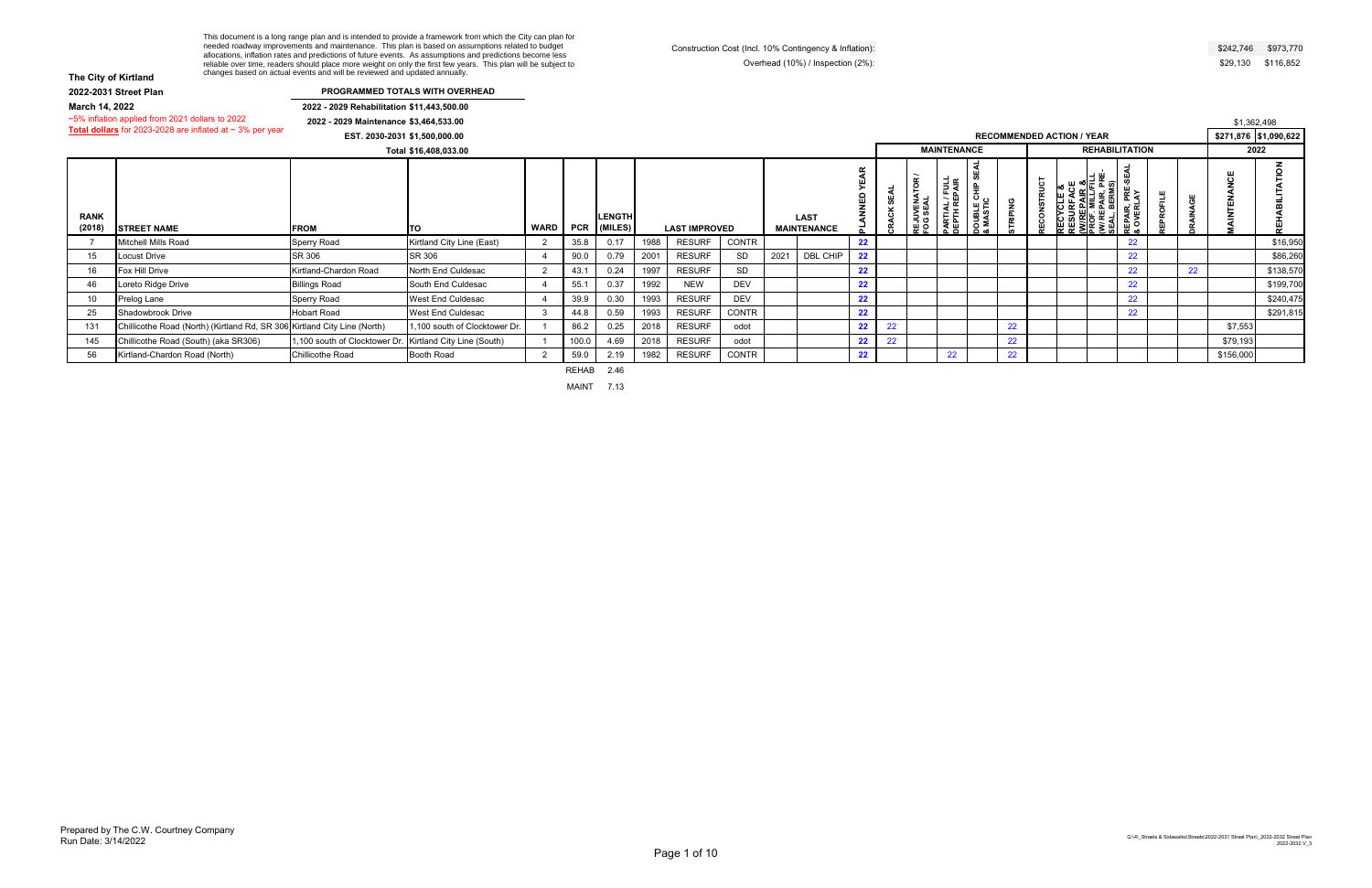This document is a long range plan and is intended to provide a framework from which the City can plan for needed roadway improvements and maintenance. This plan is based on assumptions related to budget allocations, inflation rates and predictions of future events. As assumptions and predictions become less reliable over time, readers should place more weight on only the first few years. This plan will be subject to changes based on actual events and will be reviewed and updated annually.

Construction Cost (Incl. 10% Contingency & Inflation): $242,746 $973,770

Overhead (10%) / Inspection (2%): $29,130 $116,852

**The City of Kirtland**

**2022-2031 Street Plan**

**March 14, 2022**

~5% inflation applied from 2021 dollars to 2022

**Total dollars** for 2023-2028 are inflated at ~ 3% per year

**PROGRAMMED TOTALS WITH OVERHEAD**

2022 - 2029 Rehabilitation $11,443,500.00

2022 - 2029 Maintenance $3,464,533.00

EST. 2030-2031 $1,500,000.00

Total $16,408,033.00

$1,362,498

| RANK (2018) | STREET NAME | FROM | TO | WARD | PCR | LENGTH (MILES) | LAST IMPROVED | | | LAST MAINTENANCE | | PLANNED YEAR | MAINTENANCE: CRACK SEAL | REJUVENATOR / FOG SEAL | PARTIAL / FULL DEPTH REPAIR | DOUBLE CHIP SEAL & MASTIC | STRIPING | REHABILITATION: RECONSTRUCT | RECYCLE & RESURFACE (W/REPAIR & PROF. MILL/FILL) | (W/REPAIR, PRE-SEAL BERMS) | REPAIR, PRE-SEAL & OVERLAY | REPROFILE | DRAINAGE | 2022 MAINTENANCE ($271,876) | 2022 REHABILITATION ($1,090,622) |
|---|---|---|---|---|---|---|---|---|---|---|---|---|---|---|---|---|---|---|---|---|---|---|---|---|---|
| 7 | Mitchell Mills Road | Sperry Road | Kirtland City Line (East) | 2 | 35.8 | 0.17 | 1988 | RESURF | CONTR | | | 22 | | | | | | | | | 22 | | | | $16,950 |
| 15 | Locust Drive | SR 306 | SR 306 | 4 | 90.0 | 0.79 | 2001 | RESURF | SD | 2021 | DBL CHIP | 22 | | | | | | | | | 22 | | | | $86,260 |
| 16 | Fox Hill Drive | Kirtland-Chardon Road | North End Culdesac | 2 | 43.1 | 0.24 | 1997 | RESURF | SD | | | 22 | | | | | | | | | 22 | | 22 | | $138,570 |
| 46 | Loreto Ridge Drive | Billings Road | South End Culdesac | 4 | 55.1 | 0.37 | 1992 | NEW | DEV | | | 22 | | | | | | | | | 22 | | | | $199,700 |
| 10 | Prelog Lane | Sperry Road | West End Culdesac | 4 | 39.9 | 0.30 | 1993 | RESURF | DEV | | | 22 | | | | | | | | | 22 | | | | $240,475 |
| 25 | Shadowbrook Drive | Hobart Road | West End Culdesac | 3 | 44.8 | 0.59 | 1993 | RESURF | CONTR | | | 22 | | | | | | | | | 22 | | | | $291,815 |
| 131 | Chillicothe Road (North) (Kirtland Rd, SR 306 | Kirtland City Line (North) | 1,100 south of Clocktower Dr. | 1 | 86.2 | 0.25 | 2018 | RESURF | odot | | | 22 | 22 | | | | 22 | | | | | | | $7,553 | |
| 145 | Chillicothe Road (South) (aka SR306) | 1,100 south of Clocktower Dr. | Kirtland City Line (South) | 1 | 100.0 | 4.69 | 2018 | RESURF | odot | | | 22 | 22 | | | | 22 | | | | | | | $79,193 | |
| 56 | Kirtland-Chardon Road (North) | Chillicothe Road | Booth Road | 2 | 59.0 | 2.19 | 1982 | RESURF | CONTR | | | 22 | | | 22 | | 22 | | | | | | | $156,000 | |

REHAB 2.46

MAINT 7.13

Prepared by The C.W. Courtney Company
Run Date: 3/14/2022

G:\4\_Streets & Sidewalks\Streets\2022-2031 Street Plan\_2022-2032 Street Plan 2022-2032 V_3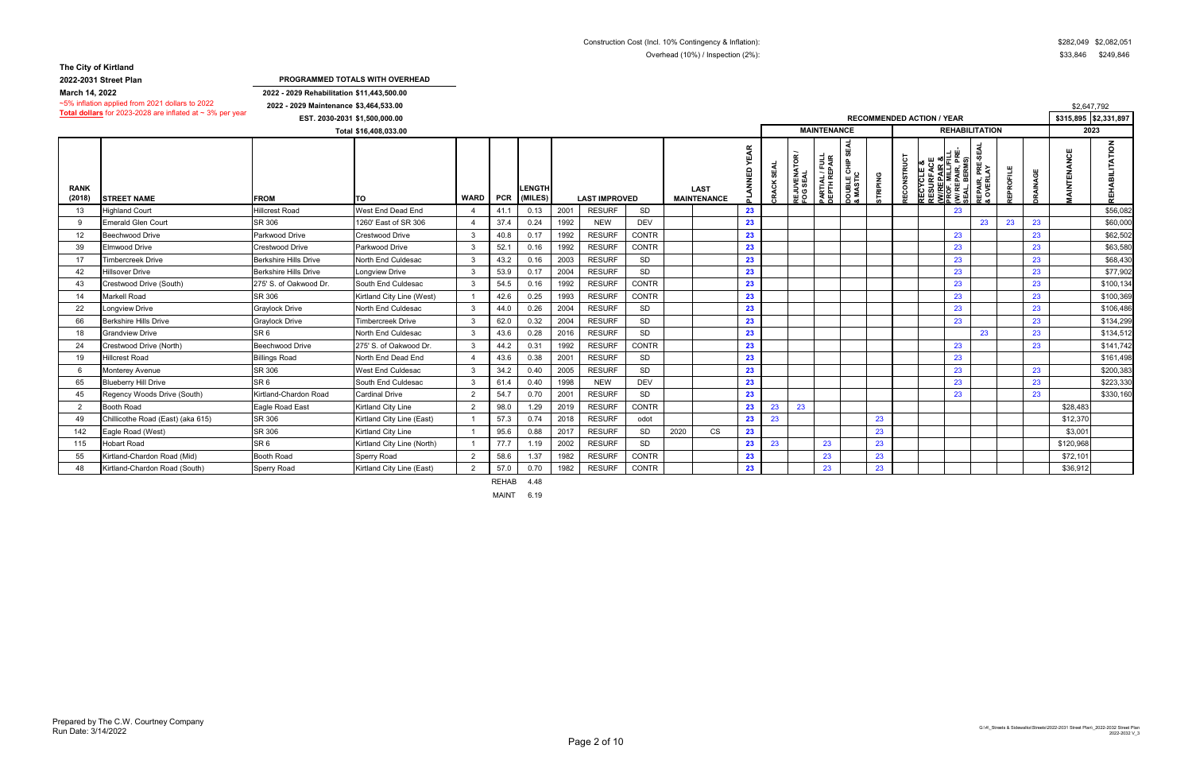Construction Cost (Incl. 10% Contingency & Inflation): $282,049 $2,082,051

Overhead (10%) / Inspection (2%): $33,846 $249,846

**The City of Kirtland**

**2022-2031 Street Plan**

**March 14, 2022**

~5% inflation applied from 2021 dollars to 2022

**Total dollars** for 2023-2028 are inflated at ~ 3% per year

**PROGRAMMED TOTALS WITH OVERHEAD**

**2022 - 2029 Rehabilitation $11,443,500.00**

**2022 - 2029 Maintenance $3,464,533.00**

**EST. 2030-2031 $1,500,000.00**

Total $16,408,033.00

$2,647,792

| RANK (2018) | STREET NAME | FROM | TO | WARD | PCR | LENGTH (MILES) | LAST IMPROVED | | | LAST MAINTENANCE | | PLANNED YEAR | RECOMMENDED ACTION / YEAR — MAINTENANCE: CRACK SEAL | REJUVENATOR / FOG SEAL | PARTIAL / FULL DEPTH REPAIR | DOUBLE CHIP SEAL & MASTIC | STRIPING | REHABILITATION: RECONSTRUCT | RECYCLE & RESURFACE (W/REPAIR & PROF. MILL/FILL) | W/REPAIR, PRE-SEAL BERMS | REPAIR, PRE-SEAL & OVERLAY | REPROFILE | DRAINAGE | 2023 MAINTENANCE ($315,895) | 2023 REHABILITATION ($2,331,897) |
|---|---|---|---|---|---|---|---|---|---|---|---|---|---|---|---|---|---|---|---|---|---|---|---|---|---|
| 13 | Highland Court | Hillcrest Road | West End Dead End | 4 | 41.1 | 0.13 | 2001 | RESURF | SD | | | 23 | | | | | | | | 23 | | | | | $56,082 |
| 9 | Emerald Glen Court | SR 306 | 1260' East of SR 306 | 4 | 37.4 | 0.24 | 1992 | NEW | DEV | | | 23 | | | | | | | | | 23 | 23 | 23 | | $60,000 |
| 12 | Beechwood Drive | Parkwood Drive | Crestwood Drive | 3 | 40.8 | 0.17 | 1992 | RESURF | CONTR | | | 23 | | | | | | | | 23 | | | 23 | | $62,502 |
| 39 | Elmwood Drive | Crestwood Drive | Parkwood Drive | 3 | 52.1 | 0.16 | 1992 | RESURF | CONTR | | | 23 | | | | | | | | 23 | | | 23 | | $63,580 |
| 17 | Timbercreek Drive | Berkshire Hills Drive | North End Culdesac | 3 | 43.2 | 0.16 | 2003 | RESURF | SD | | | 23 | | | | | | | | 23 | | | 23 | | $68,430 |
| 42 | Hillsover Drive | Berkshire Hills Drive | Longview Drive | 3 | 53.9 | 0.17 | 2004 | RESURF | SD | | | 23 | | | | | | | | 23 | | | 23 | | $77,902 |
| 43 | Crestwood Drive (South) | 275' S. of Oakwood Dr. | South End Culdesac | 3 | 54.5 | 0.16 | 1992 | RESURF | CONTR | | | 23 | | | | | | | | 23 | | | 23 | | $100,134 |
| 14 | Markell Road | SR 306 | Kirtland City Line (West) | 1 | 42.6 | 0.25 | 1993 | RESURF | CONTR | | | 23 | | | | | | | | 23 | | | 23 | | $100,369 |
| 22 | Longview Drive | Graylock Drive | North End Culdesac | 3 | 44.0 | 0.26 | 2004 | RESURF | SD | | | 23 | | | | | | | | 23 | | | 23 | | $106,486 |
| 66 | Berkshire Hills Drive | Graylock Drive | Timbercreek Drive | 3 | 62.0 | 0.32 | 2004 | RESURF | SD | | | 23 | | | | | | | | 23 | | | 23 | | $134,299 |
| 18 | Grandview Drive | SR 6 | North End Culdesac | 3 | 43.6 | 0.28 | 2016 | RESURF | SD | | | 23 | | | | | | | | | 23 | | 23 | | $134,512 |
| 24 | Crestwood Drive (North) | Beechwood Drive | 275' S. of Oakwood Dr. | 3 | 44.2 | 0.31 | 1992 | RESURF | CONTR | | | 23 | | | | | | | | 23 | | | 23 | | $141,742 |
| 19 | Hillcrest Road | Billings Road | North End Dead End | 4 | 43.6 | 0.38 | 2001 | RESURF | SD | | | 23 | | | | | | | | 23 | | | | | $161,498 |
| 6 | Monterey Avenue | SR 306 | West End Culdesac | 3 | 34.2 | 0.40 | 2005 | RESURF | SD | | | 23 | | | | | | | | 23 | | | 23 | | $200,383 |
| 65 | Blueberry Hill Drive | SR 6 | South End Culdesac | 3 | 61.4 | 0.40 | 1998 | NEW | DEV | | | 23 | | | | | | | | 23 | | | 23 | | $223,330 |
| 45 | Regency Woods Drive (South) | Kirtland-Chardon Road | Cardinal Drive | 2 | 54.7 | 0.70 | 2001 | RESURF | SD | | | 23 | | | | | | | | 23 | | | 23 | | $330,160 |
| 2 | Booth Road | Eagle Road East | Kirtland City Line | 2 | 98.0 | 1.29 | 2019 | RESURF | CONTR | | | 23 | 23 | 23 | | | | | | | | | | $28,483 | |
| 49 | Chillicothe Road (East) (aka 615) | SR 306 | Kirtland City Line (East) | 1 | 57.3 | 0.74 | 2018 | RESURF | odot | | | 23 | 23 | | | | 23 | | | | | | | $12,370 | |
| 142 | Eagle Road (West) | SR 306 | Kirtland City Line | 1 | 95.6 | 0.88 | 2017 | RESURF | SD | 2020 | CS | 23 | | | | | | | | | | | | $3,001 | |
| 115 | Hobart Road | SR 6 | Kirtland City Line (North) | 1 | 77.7 | 1.19 | 2002 | RESURF | SD | | | 23 | 23 | | 23 | | 23 | | | | | | | $120,968 | |
| 55 | Kirtland-Chardon Road (Mid) | Booth Road | Sperry Road | 2 | 58.6 | 1.37 | 1982 | RESURF | CONTR | | | 23 | | | 23 | | 23 | | | | | | | $72,101 | |
| 48 | Kirtland-Chardon Road (South) | Sperry Road | Kirtland City Line (East) | 2 | 57.0 | 0.70 | 1982 | RESURF | CONTR | | | 23 | | | 23 | | 23 | | | | | | | $36,912 | |

REHAB 4.48

MAINT 6.19

Prepared by The C.W. Courtney Company
Run Date: 3/14/2022

G:\4\_Streets & Sidewalks\Streets\2022-2031 Street Plan\_2022-2032 Street Plan 2022-2032 V_3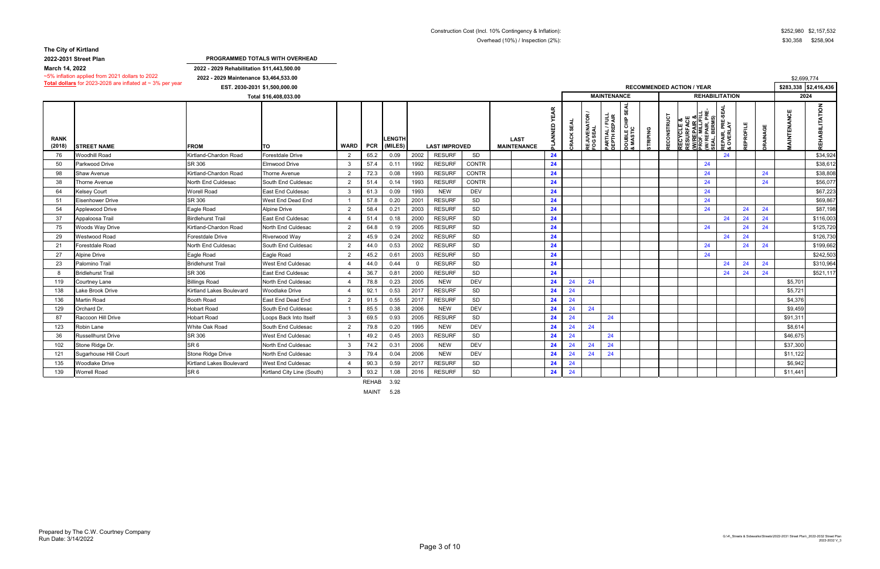Construction Cost (Incl. 10% Contingency & Inflation): $252,980 $2,157,532

Overhead (10%) / Inspection (2%): $30,358 $258,904

**The City of Kirtland**

**2022-2031 Street Plan**

**March 14, 2022**

~5% inflation applied from 2021 dollars to 2022

**Total dollars** for 2023-2028 are inflated at ~ 3% per year

**PROGRAMMED TOTALS WITH OVERHEAD**

2022 - 2029 Rehabilitation $11,443,500.00

2022 - 2029 Maintenance $3,464,533.00

EST. 2030-2031 $1,500,000.00

Total $16,408,033.00

$2,699,774

| RANK (2018) | STREET NAME | FROM | TO | WARD | PCR | LENGTH (MILES) | LAST IMPROVED | | | LAST MAINTENANCE | PLANNED YEAR | CRACK SEAL | REJUVENATOR / FOG SEAL | PARTIAL / FULL DEPTH REPAIR | DOUBLE CHIP SEAL & MASTIC | STRIPING | RECONSTRUCT | RECYCLE & RESURFACE (W/REPAIR & | PROF. MILL/FILL (W/REPAIR, PRE-SEAL BERMS) | REPAIR, PRE-SEAL & OVERLAY | REPROFILE | DRAINAGE | MAINTENANCE | REHABILITATION |
|---|---|---|---|---|---|---|---|---|---|---|---|---|---|---|---|---|---|---|---|---|---|---|---|---|
| | | | | | | | | | | | | RECOMMENDED ACTION / YEAR | | | | | | | | | | | $283,338 | $2,416,436 |
| | | | | | | | | | | | | MAINTENANCE | | | | | REHABILITATION | | | | | | 2024 | |
| 76 | Woodhill Road | Kirtland-Chardon Road | Forestdale Drive | 2 | 65.2 | 0.09 | 2002 | RESURF | SD | | 24 | | | | | | | | | 24 | | | | $34,924 |
| 50 | Parkwood Drive | SR 306 | Elmwood Drive | 3 | 57.4 | 0.11 | 1992 | RESURF | CONTR | | 24 | | | | | | | | 24 | | | | | $38,612 |
| 98 | Shaw Avenue | Kirtland-Chardon Road | Thorne Avenue | 2 | 72.3 | 0.08 | 1993 | RESURF | CONTR | | 24 | | | | | | | | 24 | | | 24 | | $38,808 |
| 38 | Thorne Avenue | North End Culdesac | South End Culdesac | 2 | 51.4 | 0.14 | 1993 | RESURF | CONTR | | 24 | | | | | | | | 24 | | | 24 | | $56,077 |
| 64 | Kelsey Court | Worell Road | East End Culdesac | 3 | 61.3 | 0.09 | 1993 | NEW | DEV | | 24 | | | | | | | | 24 | | | | | $67,223 |
| 51 | Eisenhower Drive | SR 306 | West End Dead End | 1 | 57.8 | 0.20 | 2001 | RESURF | SD | | 24 | | | | | | | | 24 | | | | | $69,867 |
| 54 | Applewood Drive | Eagle Road | Alpine Drive | 2 | 58.4 | 0.21 | 2003 | RESURF | SD | | 24 | | | | | | | | 24 | | 24 | 24 | | $87,198 |
| 37 | Appaloosa Trail | Birdlehurst Trail | East End Culdesac | 4 | 51.4 | 0.18 | 2000 | RESURF | SD | | 24 | | | | | | | | | 24 | 24 | 24 | | $116,003 |
| 75 | Woods Way Drive | Kirtland-Chardon Road | North End Culdesac | 2 | 64.8 | 0.19 | 2005 | RESURF | SD | | 24 | | | | | | | | 24 | | 24 | 24 | | $125,720 |
| 29 | Westwood Road | Forestdale Drive | Riverwood Way | 2 | 45.9 | 0.24 | 2002 | RESURF | SD | | 24 | | | | | | | | | 24 | 24 | | | $126,730 |
| 21 | Forestdale Road | North End Culdesac | South End Culdesac | 2 | 44.0 | 0.53 | 2002 | RESURF | SD | | 24 | | | | | | | | 24 | | 24 | 24 | | $199,662 |
| 27 | Alpine Drive | Eagle Road | Eagle Road | 2 | 45.2 | 0.61 | 2003 | RESURF | SD | | 24 | | | | | | | | 24 | | | | | $242,503 |
| 23 | Palomino Trail | Bridlehurst Trail | West End Culdesac | 4 | 44.0 | 0.44 | 0 | RESURF | SD | | 24 | | | | | | | | | 24 | 24 | 24 | | $310,964 |
| 8 | Bridlehurst Trail | SR 306 | East End Culdesac | 4 | 36.7 | 0.81 | 2000 | RESURF | SD | | 24 | | | | | | | | | 24 | 24 | 24 | | $521,117 |
| 119 | Courtney Lane | Billings Road | North End Culdesac | 4 | 78.8 | 0.23 | 2005 | NEW | DEV | | 24 | 24 | 24 | | | | | | | | | | $5,701 | |
| 138 | Lake Brook Drive | Kirtland Lakes Boulevard | Woodlake Drive | 4 | 92.1 | 0.53 | 2017 | RESURF | SD | | 24 | 24 | | | | | | | | | | | $5,721 | |
| 136 | Martin Road | Booth Road | East End Dead End | 2 | 91.5 | 0.55 | 2017 | RESURF | SD | | 24 | 24 | | | | | | | | | | | $4,376 | |
| 129 | Orchard Dr. | Hobart Road | South End Culdesac | 1 | 85.5 | 0.38 | 2006 | NEW | DEV | | 24 | 24 | 24 | | | | | | | | | | $9,459 | |
| 87 | Raccoon Hill Drive | Hobart Road | Loops Back Into Itself | 3 | 69.5 | 0.93 | 2005 | RESURF | SD | | 24 | 24 | | 24 | | | | | | | | | $91,311 | |
| 123 | Robin Lane | White Oak Road | South End Culdesac | 2 | 79.8 | 0.20 | 1995 | NEW | DEV | | 24 | 24 | 24 | | | | | | | | | | $8,614 | |
| 36 | Russellhurst Drive | SR 306 | West End Culdesac | 1 | 49.2 | 0.45 | 2003 | RESURF | SD | | 24 | 24 | | 24 | | | | | | | | | $46,675 | |
| 102 | Stone Ridge Dr. | SR 6 | North End Culdesac | 3 | 74.2 | 0.31 | 2006 | NEW | DEV | | 24 | 24 | 24 | 24 | | | | | | | | | $37,300 | |
| 121 | Sugarhouse Hill Court | Stone Ridge Drive | North End Culdesac | 3 | 79.4 | 0.04 | 2006 | NEW | DEV | | 24 | 24 | 24 | 24 | | | | | | | | | $11,122 | |
| 135 | Woodlake Drive | Kirtland Lakes Boulevard | West End Culdesac | 4 | 90.3 | 0.59 | 2017 | RESURF | SD | | 24 | 24 | | | | | | | | | | | $6,942 | |
| 139 | Worrell Road | SR 6 | Kirtland City Line (South) | 3 | 93.2 | 1.08 | 2016 | RESURF | SD | | 24 | 24 | | | | | | | | | | | $11,441 | |

REHAB 3.92

MAINT 5.28

Prepared by The C.W. Courtney Company
Run Date: 3/14/2022

G:\4\_Streets & Sidewalks\Streets\2022-2031 Street Plan\_2022-2032 Street Plan 2022-2032 V_3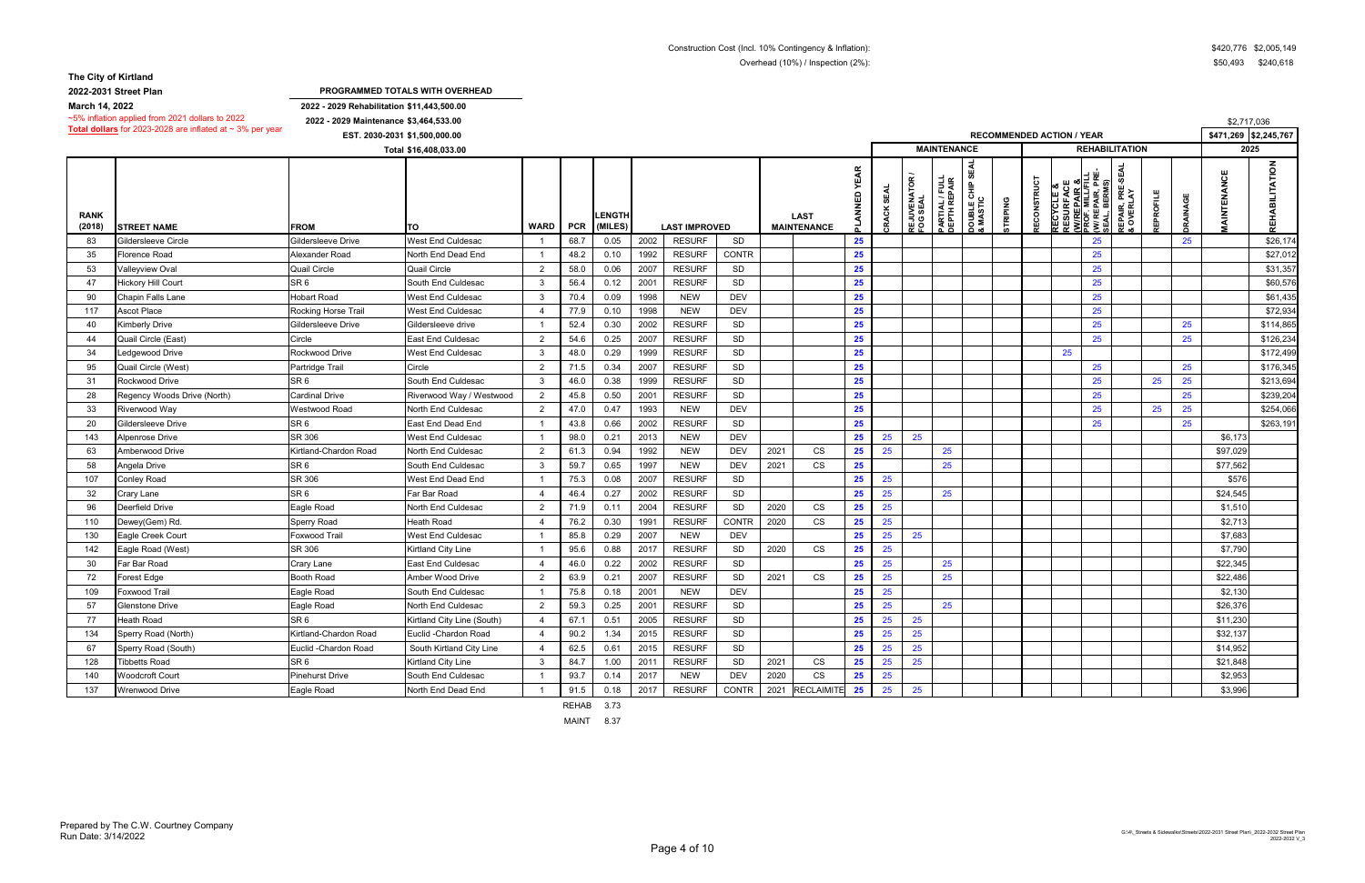Construction Cost (Incl. 10% Contingency & Inflation): $420,776 $2,005,149

Overhead (10%) / Inspection (2%): $50,493 $240,618

**The City of Kirtland**

**2022-2031 Street Plan**

**March 14, 2022**

~5% inflation applied from 2021 dollars to 2022

**Total dollars** for 2023-2028 are inflated at ~ 3% per year

**PROGRAMMED TOTALS WITH OVERHEAD**

2022 - 2029 Rehabilitation $11,443,500.00

2022 - 2029 Maintenance $3,464,533.00

EST. 2030-2031 $1,500,000.00

Total $16,408,033.00

$2,717,036

| | | | | | | | | | | | | | RECOMMENDED ACTION / YEAR | | | | | | | | | | | $471,269 | $2,245,767 |
|---|---|---|---|---|---|---|---|---|---|---|---|---|---|---|---|---|---|---|---|---|---|---|---|---|---|
| | | | | | | | | | | | | | MAINTENANCE | | | | | REHABILITATION | | | | | | 2025 | |
| RANK (2018) | STREET NAME | FROM | TO | WARD | PCR | LENGTH (MILES) | LAST IMPROVED | | | LAST MAINTENANCE | | PLANNED YEAR | CRACK SEAL | REJUVENATOR / FOG SEAL | PARTIAL / FULL DEPTH REPAIR | DOUBLE CHIP SEAL & MASTIC | STRIPING | RECONSTRUCT | RECYCLE & RESURFACE (W/REPAIR & | PROF. MILL/FILL W/REPAIR, PRE-SEAL BERMS) | REPAIR, PRE-SEAL & OVERLAY | REPROFILE | DRAINAGE | MAINTENANCE | REHABILITATION |
| 83 | Gildersleeve Circle | Gildersleeve Drive | West End Culdesac | 1 | 68.7 | 0.05 | 2002 | RESURF | SD | | | 25 | | | | | | | | 25 | | | 25 | | $26,174 |
| 35 | Florence Road | Alexander Road | North End Dead End | 1 | 48.2 | 0.10 | 1992 | RESURF | CONTR | | | 25 | | | | | | | | 25 | | | | | $27,012 |
| 53 | Valleyview Oval | Quail Circle | Quail Circle | 2 | 58.0 | 0.06 | 2007 | RESURF | SD | | | 25 | | | | | | | | 25 | | | | | $31,357 |
| 47 | Hickory Hill Court | SR 6 | South End Culdesac | 3 | 56.4 | 0.12 | 2001 | RESURF | SD | | | 25 | | | | | | | | 25 | | | | | $60,576 |
| 90 | Chapin Falls Lane | Hobart Road | West End Culdesac | 3 | 70.4 | 0.09 | 1998 | NEW | DEV | | | 25 | | | | | | | | 25 | | | | | $61,435 |
| 117 | Ascot Place | Rocking Horse Trail | West End Culdesac | 4 | 77.9 | 0.10 | 1998 | NEW | DEV | | | 25 | | | | | | | | 25 | | | | | $72,934 |
| 40 | Kimberly Drive | Gildersleeve Drive | Gildersleeve drive | 1 | 52.4 | 0.30 | 2002 | RESURF | SD | | | 25 | | | | | | | | 25 | | | 25 | | $114,865 |
| 44 | Quail Circle (East) | Circle | East End Culdesac | 2 | 54.6 | 0.25 | 2007 | RESURF | SD | | | 25 | | | | | | | | 25 | | | 25 | | $126,234 |
| 34 | Ledgewood Drive | Rockwood Drive | West End Culdesac | 3 | 48.0 | 0.29 | 1999 | RESURF | SD | | | 25 | | | | | | | 25 | | | | | | $172,499 |
| 95 | Quail Circle (West) | Partridge Trail | Circle | 2 | 71.5 | 0.34 | 2007 | RESURF | SD | | | 25 | | | | | | | | 25 | | | 25 | | $176,345 |
| 31 | Rockwood Drive | SR 6 | South End Culdesac | 3 | 46.0 | 0.38 | 1999 | RESURF | SD | | | 25 | | | | | | | | 25 | | 25 | 25 | | $213,694 |
| 28 | Regency Woods Drive (North) | Cardinal Drive | Riverwood Way / Westwood | 2 | 45.8 | 0.50 | 2001 | RESURF | SD | | | 25 | | | | | | | | 25 | | | 25 | | $239,204 |
| 33 | Riverwood Way | Westwood Road | North End Culdesac | 2 | 47.0 | 0.47 | 1993 | NEW | DEV | | | 25 | | | | | | | | 25 | | 25 | 25 | | $254,066 |
| 20 | Gildersleeve Drive | SR 6 | East End Dead End | 1 | 43.8 | 0.66 | 2002 | RESURF | SD | | | 25 | | | | | | | | 25 | | | 25 | | $263,191 |
| 143 | Alpenrose Drive | SR 306 | West End Culdesac | 1 | 98.0 | 0.21 | 2013 | NEW | DEV | | | 25 | 25 | 25 | | | | | | | | | | $6,173 | |
| 63 | Amberwood Drive | Kirtland-Chardon Road | North End Culdesac | 2 | 61.3 | 0.94 | 1992 | NEW | DEV | 2021 | CS | 25 | 25 | | 25 | | | | | | | | | $97,029 | |
| 58 | Angela Drive | SR 6 | South End Culdesac | 3 | 59.7 | 0.65 | 1997 | NEW | DEV | 2021 | CS | 25 | | | 25 | | | | | | | | | $77,562 | |
| 107 | Conley Road | SR 306 | West End Dead End | 1 | 75.3 | 0.08 | 2007 | RESURF | SD | | | 25 | 25 | | | | | | | | | | | $576 | |
| 32 | Crary Lane | SR 6 | Far Bar Road | 4 | 46.4 | 0.27 | 2002 | RESURF | SD | | | 25 | 25 | | 25 | | | | | | | | | $24,545 | |
| 96 | Deerfield Drive | Eagle Road | North End Culdesac | 2 | 71.9 | 0.11 | 2004 | RESURF | SD | 2020 | CS | 25 | 25 | | | | | | | | | | | $1,510 | |
| 110 | Dewey(Gem) Rd. | Sperry Road | Heath Road | 4 | 76.2 | 0.30 | 1991 | RESURF | CONTR | 2020 | CS | 25 | 25 | | | | | | | | | | | $2,713 | |
| 130 | Eagle Creek Court | Foxwood Trail | West End Culdesac | 1 | 85.8 | 0.29 | 2007 | NEW | DEV | | | 25 | 25 | 25 | | | | | | | | | | $7,683 | |
| 142 | Eagle Road (West) | SR 306 | Kirtland City Line | 1 | 95.6 | 0.88 | 2017 | RESURF | SD | 2020 | CS | 25 | 25 | | | | | | | | | | | $7,790 | |
| 30 | Far Bar Road | Crary Lane | East End Culdesac | 4 | 46.0 | 0.22 | 2002 | RESURF | SD | | | 25 | 25 | | 25 | | | | | | | | | $22,345 | |
| 72 | Forest Edge | Booth Road | Amber Wood Drive | 2 | 63.9 | 0.21 | 2007 | RESURF | SD | 2021 | CS | 25 | 25 | | 25 | | | | | | | | | $22,486 | |
| 109 | Foxwood Trail | Eagle Road | South End Culdesac | 1 | 75.8 | 0.18 | 2001 | NEW | DEV | | | 25 | 25 | | | | | | | | | | | $2,130 | |
| 57 | Glenstone Drive | Eagle Road | North End Culdesac | 2 | 59.3 | 0.25 | 2001 | RESURF | SD | | | 25 | 25 | | 25 | | | | | | | | | $26,376 | |
| 77 | Heath Road | SR 6 | Kirtland City Line (South) | 4 | 67.1 | 0.51 | 2005 | RESURF | SD | | | 25 | 25 | 25 | | | | | | | | | | $11,230 | |
| 134 | Sperry Road (North) | Kirtland-Chardon Road | Euclid -Chardon Road | 4 | 90.2 | 1.34 | 2015 | RESURF | SD | | | 25 | 25 | 25 | | | | | | | | | | $32,137 | |
| 67 | Sperry Road (South) | Euclid -Chardon Road | South Kirtland City Line | 4 | 62.5 | 0.61 | 2015 | RESURF | SD | | | 25 | 25 | 25 | | | | | | | | | | $14,952 | |
| 128 | Tibbetts Road | SR 6 | Kirtland City Line | 3 | 84.7 | 1.00 | 2011 | RESURF | SD | 2021 | CS | 25 | 25 | 25 | | | | | | | | | | $21,848 | |
| 140 | Woodcroft Court | Pinehurst Drive | South End Culdesac | 1 | 93.7 | 0.14 | 2017 | NEW | DEV | 2020 | CS | 25 | 25 | | | | | | | | | | | $2,953 | |
| 137 | Wrenwood Drive | Eagle Road | North End Dead End | 1 | 91.5 | 0.18 | 2017 | RESURF | CONTR | 2021 | RECLAIMITE | 25 | 25 | 25 | | | | | | | | | | $3,996 | |
| | | | | REHAB | 3.73 | | | | | | | | | | | | | | | | | | | | |
| | | | | MAINT | 8.37 | | | | | | | | | | | | | | | | | | | | |

Prepared by The C.W. Courtney Company
Run Date: 3/14/2022

G:\4\_Streets & Sidewalks\Streets\2022-2031 Street Plan\_2022-2032 Street Plan 2022-2032 V_3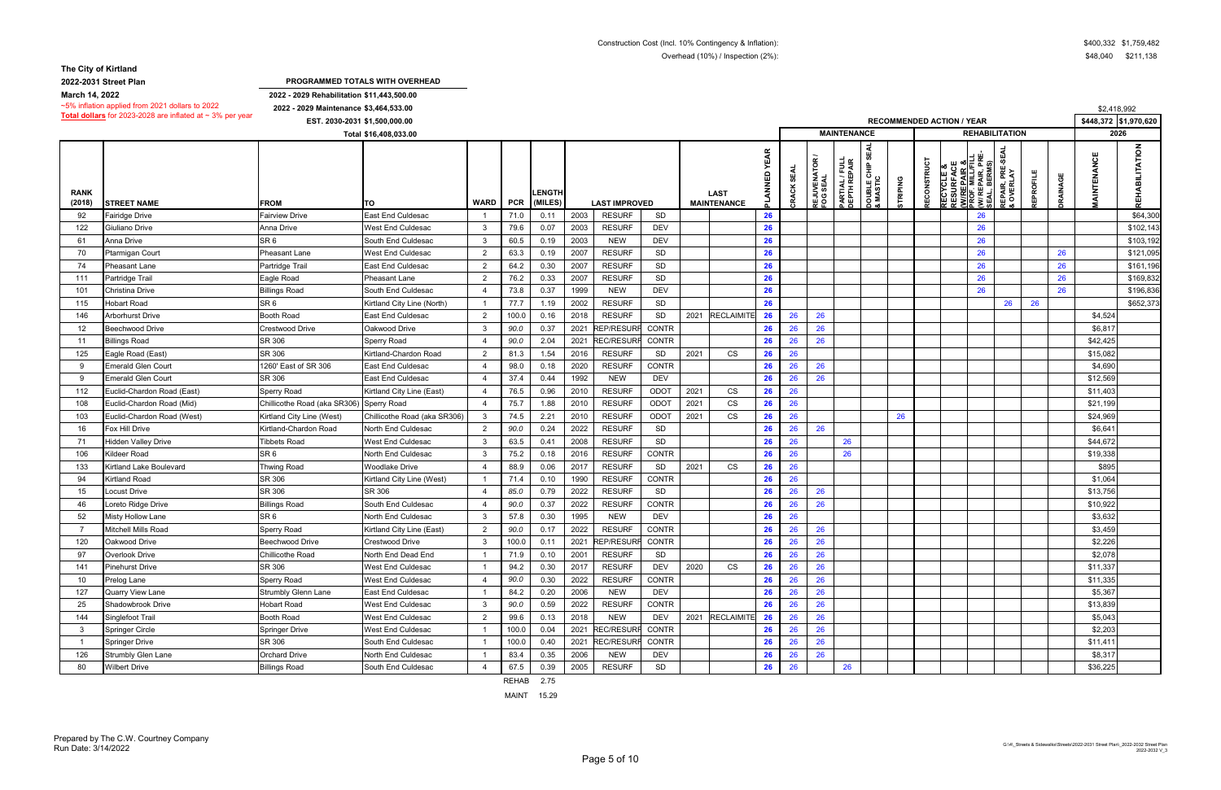Construction Cost (Incl. 10% Contingency & Inflation): $400,332 $1,759,482

Overhead (10%) / Inspection (2%): $48,040 $211,138

**The City of Kirtland**

**2022-2031 Street Plan**

**March 14, 2022**

~5% inflation applied from 2021 dollars to 2022

**Total dollars** for 2023-2028 are inflated at ~ 3% per year

**PROGRAMMED TOTALS WITH OVERHEAD**

**2022 - 2029 Rehabilitation $11,443,500.00**

**2022 - 2029 Maintenance $3,464,533.00**

**EST. 2030-2031 $1,500,000.00**

**Total $16,408,033.00**

| | | | | | | | | | | | | | | | | | | | | | | | | $2,418,992 | |
|---|---|---|---|---|---|---|---|---|---|---|---|---|---|---|---|---|---|---|---|---|---|---|---|---|---|
| | | | | | | | | | | | | | | | | | **RECOMMENDED ACTION / YEAR** | | | | | | | **$448,372** | **$1,970,620** |
| | | | | | | | | | | | | | | **MAINTENANCE** | | | | **REHABILITATION** | | | | | | **2026** | |
| **RANK (2018)** | **STREET NAME** | **FROM** | **TO** | **WARD** | **PCR** | **LENGTH (MILES)** | **LAST IMPROVED** | | | **LAST MAINTENANCE** | | **PLANNED YEAR** | **CRACK SEAL** | **REJUVENATOR / FOG SEAL** | **PARTIAL / FULL DEPTH REPAIR** | **DOUBLE CHIP SEAL & MASTIC** | **STRIPING** | **RECONSTRUCT** | **RECYCLE & RESURFACE (W/REPAIR &** | **PROF. MILL/FILL W/REPAIR, PRE-SEAL BERMS)** | **REPAIR, PRE-SEAL & OVERLAY** | **REPROFILE** | **DRAINAGE** | **MAINTENANCE** | **REHABILITATION** |
| 92 | Fairidge Drive | Fairview Drive | East End Culdesac | 1 | 71.0 | 0.11 | 2003 | RESURF | SD | | | 26 | | | | | | | | 26 | | | | | $64,300 |
| 122 | Giuliano Drive | Anna Drive | West End Culdesac | 3 | 79.6 | 0.07 | 2003 | RESURF | DEV | | | 26 | | | | | | | | 26 | | | | | $102,143 |
| 61 | Anna Drive | SR 6 | South End Culdesac | 3 | 60.5 | 0.19 | 2003 | NEW | DEV | | | 26 | | | | | | | | 26 | | | | | $103,192 |
| 70 | Ptarmigan Court | Pheasant Lane | West End Culdesac | 2 | 63.3 | 0.19 | 2007 | RESURF | SD | | | 26 | | | | | | | | 26 | | | 26 | | $121,095 |
| 74 | Pheasant Lane | Partridge Trail | East End Culdesac | 2 | 64.2 | 0.30 | 2007 | RESURF | SD | | | 26 | | | | | | | | 26 | | | 26 | | $161,196 |
| 111 | Partridge Trail | Eagle Road | Pheasant Lane | 2 | 76.2 | 0.33 | 2007 | RESURF | SD | | | 26 | | | | | | | | 26 | | | 26 | | $169,832 |
| 101 | Christina Drive | Billings Road | South End Culdesac | 4 | 73.8 | 0.37 | 1999 | NEW | DEV | | | 26 | | | | | | | | 26 | | | 26 | | $196,836 |
| 115 | Hobart Road | SR 6 | Kirtland City Line (North) | 1 | 77.7 | 1.19 | 2002 | RESURF | SD | | | 26 | | | | | | | | | 26 | 26 | | | $652,373 |
| 146 | Arborhurst Drive | Booth Road | East End Culdesac | 2 | 100.0 | 0.16 | 2018 | RESURF | SD | 2021 | RECLAIMITE | 26 | 26 | 26 | | | | | | | | | | $4,524 | |
| 12 | Beechwood Drive | Crestwood Drive | Oakwood Drive | 3 | 90.0 | 0.37 | 2021 | REP/RESURF | CONTR | | | 26 | 26 | 26 | | | | | | | | | | $6,817 | |
| 11 | Billings Road | SR 306 | Sperry Road | 4 | 90.0 | 2.04 | 2021 | REC/RESURF | CONTR | | | 26 | 26 | 26 | | | | | | | | | | $42,425 | |
| 125 | Eagle Road (East) | SR 306 | Kirtland-Chardon Road | 2 | 81.3 | 1.54 | 2016 | RESURF | SD | 2021 | CS | 26 | 26 | | | | | | | | | | | $15,082 | |
| 9 | Emerald Glen Court | 1260' East of SR 306 | East End Culdesac | 4 | 98.0 | 0.18 | 2020 | RESURF | CONTR | | | 26 | 26 | 26 | | | | | | | | | | $4,690 | |
| 9 | Emerald Glen Court | SR 306 | East End Culdesac | 4 | 37.4 | 0.44 | 1992 | NEW | DEV | | | 26 | 26 | 26 | | | | | | | | | | $12,569 | |
| 112 | Euclid-Chardon Road (East) | Sperry Road | Kirtland City Line (East) | 4 | 76.5 | 0.96 | 2010 | RESURF | ODOT | 2021 | CS | 26 | 26 | | | | | | | | | | | $11,403 | |
| 108 | Euclid-Chardon Road (Mid) | Chillicothe Road (aka SR306) | Sperry Road | 4 | 75.7 | 1.88 | 2010 | RESURF | ODOT | 2021 | CS | 26 | 26 | | | | | | | | | | | $21,199 | |
| 103 | Euclid-Chardon Road (West) | Kirtland City Line (West) | Chillicothe Road (aka SR306) | 3 | 74.5 | 2.21 | 2010 | RESURF | ODOT | 2021 | CS | 26 | 26 | | | | 26 | | | | | | | $24,969 | |
| 16 | Fox Hill Drive | Kirtland-Chardon Road | North End Culdesac | 2 | 90.0 | 0.24 | 2022 | RESURF | SD | | | 26 | 26 | 26 | | | | | | | | | | $6,641 | |
| 71 | Hidden Valley Drive | Tibbets Road | West End Culdesac | 3 | 63.5 | 0.41 | 2008 | RESURF | SD | | | 26 | 26 | | 26 | | | | | | | | | $44,672 | |
| 106 | Kildeer Road | SR 6 | North End Culdesac | 3 | 75.2 | 0.18 | 2016 | RESURF | CONTR | | | 26 | 26 | | 26 | | | | | | | | | $19,338 | |
| 133 | Kirtland Lake Boulevard | Thwing Road | Woodlake Drive | 4 | 88.9 | 0.06 | 2017 | RESURF | SD | 2021 | CS | 26 | 26 | | | | | | | | | | | $895 | |
| 94 | Kirtland Road | SR 306 | Kirtland City Line (West) | 1 | 71.4 | 0.10 | 1990 | RESURF | CONTR | | | 26 | 26 | | | | | | | | | | | $1,064 | |
| 15 | Locust Drive | SR 306 | SR 306 | 4 | 85.0 | 0.79 | 2022 | RESURF | SD | | | 26 | 26 | 26 | | | | | | | | | | $13,756 | |
| 46 | Loreto Ridge Drive | Billings Road | South End Culdesac | 4 | 90.0 | 0.37 | 2022 | RESURF | CONTR | | | 26 | 26 | 26 | | | | | | | | | | $10,922 | |
| 52 | Misty Hollow Lane | SR 6 | North End Culdesac | 3 | 57.8 | 0.30 | 1995 | NEW | DEV | | | 26 | 26 | | | | | | | | | | | $3,632 | |
| 7 | Mitchell Mills Road | Sperry Road | Kirtland City Line (East) | 2 | 90.0 | 0.17 | 2022 | RESURF | CONTR | | | 26 | 26 | 26 | | | | | | | | | | $3,459 | |
| 120 | Oakwood Drive | Beechwood Drive | Crestwood Drive | 3 | 100.0 | 0.11 | 2021 | REP/RESURF | CONTR | | | 26 | 26 | 26 | | | | | | | | | | $2,226 | |
| 97 | Overlook Drive | Chillicothe Road | North End Dead End | 1 | 71.9 | 0.10 | 2001 | RESURF | SD | | | 26 | 26 | 26 | | | | | | | | | | $2,078 | |
| 141 | Pinehurst Drive | SR 306 | West End Culdesac | 1 | 94.2 | 0.30 | 2017 | RESURF | DEV | 2020 | CS | 26 | 26 | 26 | | | | | | | | | | $11,337 | |
| 10 | Prelog Lane | Sperry Road | West End Culdesac | 4 | 90.0 | 0.30 | 2022 | RESURF | CONTR | | | 26 | 26 | 26 | | | | | | | | | | $11,335 | |
| 127 | Quarry View Lane | Strumbly Glenn Lane | East End Culdesac | 1 | 84.2 | 0.20 | 2006 | NEW | DEV | | | 26 | 26 | 26 | | | | | | | | | | $5,367 | |
| 25 | Shadowbrook Drive | Hobart Road | West End Culdesac | 3 | 90.0 | 0.59 | 2022 | RESURF | CONTR | | | 26 | 26 | 26 | | | | | | | | | | $13,839 | |
| 144 | Singlefoot Trail | Booth Road | West End Culdesac | 2 | 99.6 | 0.13 | 2018 | NEW | DEV | 2021 | RECLAIMITE | 26 | 26 | 26 | | | | | | | | | | $5,043 | |
| 3 | Springer Circle | Springer Drive | West End Culdesac | 1 | 100.0 | 0.04 | 2021 | REC/RESURF | CONTR | | | 26 | 26 | 26 | | | | | | | | | | $2,203 | |
| 1 | Springer Drive | SR 306 | South End Culdesac | 1 | 100.0 | 0.40 | 2021 | REC/RESURF | CONTR | | | 26 | 26 | 26 | | | | | | | | | | $11,411 | |
| 126 | Strumbly Glen Lane | Orchard Drive | North End Culdesac | 1 | 83.4 | 0.35 | 2006 | NEW | DEV | | | 26 | 26 | 26 | | | | | | | | | | $8,317 | |
| 80 | Wilbert Drive | Billings Road | South End Culdesac | 4 | 67.5 | 0.39 | 2005 | RESURF | SD | | | 26 | 26 | | 26 | | | | | | | | | $36,225 | |
| | | | | REHAB | | 2.75 | | | | | | | | | | | | | | | | | | | |
| | | | | MAINT | | 15.29 | | | | | | | | | | | | | | | | | | | |

Prepared by The C.W. Courtney Company
Run Date: 3/14/2022

G:\4\_Streets & Sidewalks\Streets\2022-2031 Street Plan\_2022-2032 Street Plan 2022-2032 V_3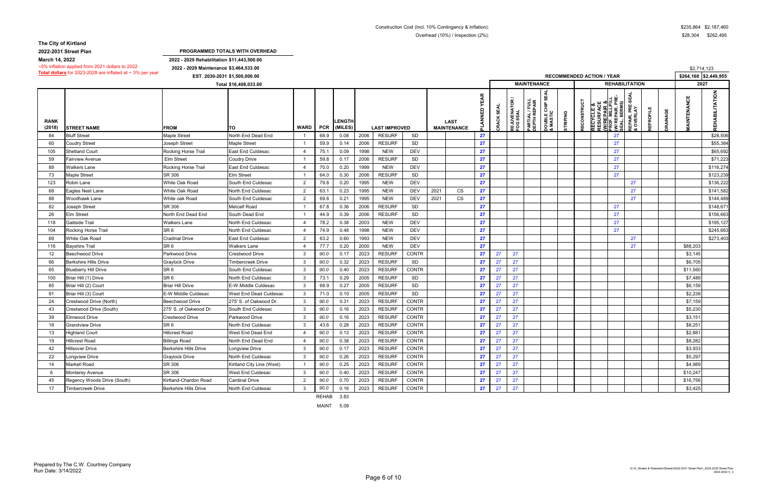Construction Cost (Incl. 10% Contingency & Inflation): $235,864 $2,187,460

Overhead (10%) / Inspection (2%): $28,304 $262,495

**The City of Kirtland**

**2022-2031 Street Plan**

**March 14, 2022**

~5% inflation applied from 2021 dollars to 2022

**Total dollars** for 2023-2028 are inflated at ~ 3% per year

**PROGRAMMED TOTALS WITH OVERHEAD**

2022 - 2029 Rehabilitation $11,443,500.00

2022 - 2029 Maintenance $3,464,533.00

EST. 2030-2031 $1,500,000.00

Total $16,408,033.00

$2,714,123

| | | | | | | | | | | | | | RECOMMENDED ACTION / YEAR | | | | | | | | | | | | | $264,168 | $2,449,955 |
|---|---|---|---|---|---|---|---|---|---|---|---|---|---|---|---|---|---|---|---|---|---|---|---|---|---|---|---|
| | | | | | | | | | | | | | | MAINTENANCE | | | | | REHABILITATION | | | | | | | 2027 | |
| RANK (2018) | STREET NAME | FROM | TO | WARD | PCR | LENGTH (MILES) | LAST IMPROVED | | | LAST MAINTENANCE | | PLANNED YEAR | CRACK SEAL | REJUVENATOR / FOG SEAL | PARTIAL / FULL DEPTH REPAIR | DOUBLE CHIP SEAL & MASTIC | STRIPING | RECONSTRUCT | RECYCLE & RESURFACE (W/REPAIR & PROF. MILL/FILL) | W/REPAIR, PRE-SEAL BERMS) | REPAIR, PRE-SEAL & OVERLAY | REPROFILE | DRAINAGE | | MAINTENANCE | REHABILITATION |
| 84 | Bluff Street | Maple Street | North End Dead End | 1 | 68.9 | 0.08 | 2006 | RESURF | SD | | | 27 | | | | | | | | 27 | | | | | | $28,506 |
| 60 | Coudry Street | Joseph Street | Maple Street | 1 | 59.9 | 0.14 | 2006 | RESURF | SD | | | 27 | | | | | | | | 27 | | | | | | $55,384 |
| 105 | Shetland Court | Rocking Horse Trail | East End Culdesac | 4 | 75.1 | 0.09 | 1998 | NEW | DEV | | | 27 | | | | | | | | 27 | | | | | | $65,692 |
| 59 | Fairview Avenue | Elm Street | Coudry Drive | 1 | 59.8 | 0.17 | 2006 | RESURF | SD | | | 27 | | | | | | | | 27 | | | | | | $71,223 |
| 89 | Walkers Lane | Rocking Horse Trail | East End Culdesac | 4 | 70.0 | 0.20 | 1999 | NEW | DEV | | | 27 | | | | | | | | 27 | | | | | | $116,274 |
| 73 | Maple Street | SR 306 | Elm Street | 1 | 64.0 | 0.30 | 2006 | RESURF | SD | | | 27 | | | | | | | | 27 | | | | | | $123,239 |
| 123 | Robin Lane | White Oak Road | South End Culdesac | 2 | 79.8 | 0.20 | 1995 | NEW | DEV | | | 27 | | | | | | | | | 27 | | | | | $136,222 |
| 68 | Eagles Nest Lane | White Oak Road | North End Culdesac | 2 | 63.1 | 0.23 | 1995 | NEW | DEV | 2021 | CS | 27 | | | | | | | | | 27 | | | | | $141,582 |
| 88 | Woodhawk Lane | White oak Road | South End Culdesac | 2 | 69.8 | 0.21 | 1995 | NEW | DEV | 2021 | CS | 27 | | | | | | | | | 27 | | | | | $144,489 |
| 82 | Joseph Street | SR 306 | Metcalf Road | 1 | 67.8 | 0.36 | 2006 | RESURF | SD | | | 27 | | | | | | | | 27 | | | | | | $148,671 |
| 26 | Elm Street | North End Dead End | South Dead End | 1 | 44.9 | 0.39 | 2006 | RESURF | SD | | | 27 | | | | | | | | 27 | | | | | | $156,663 |
| 118 | Gaitside Trail | Walkers Lane | North End Culdesac | 4 | 78.2 | 0.38 | 2003 | NEW | DEV | | | 27 | | | | | | | | 27 | | | | | | $195,127 |
| 104 | Rocking Horse Trail | SR 6 | North End Culdesac | 4 | 74.9 | 0.48 | 1998 | NEW | DEV | | | 27 | | | | | | | | 27 | | | | | | $245,663 |
| 69 | White Oak Road | Cradinal Drive | East End Culdesac | 2 | 63.2 | 0.60 | 1993 | NEW | DEV | | | 27 | | | | | | | | | 27 | | | | | $273,403 |
| 116 | Bayshire Trail | SR 6 | Walkers Lane | 4 | 77.7 | 0.20 | 2000 | NEW | DEV | | | 27 | | | | | | | | | 27 | | | | $88,203 | |
| 12 | Beechwood Drive | Parkwood Drive | Crestwood Drive | 3 | 90.0 | 0.17 | 2023 | RESURF | CONTR | | | 27 | 27 | 27 | | | | | | | | | | | $3,145 | |
| 66 | Berkshire Hills Drive | Graylock Drive | Timbercreek Drive | 3 | 90.0 | 0.32 | 2023 | RESURF | SD | | | 27 | 27 | 27 | | | | | | | | | | | $6,705 | |
| 65 | Blueberry Hill Drive | SR 6 | South End Culdesac | 3 | 90.0 | 0.40 | 2023 | RESURF | CONTR | | | 27 | 27 | 27 | | | | | | | | | | | $11,560 | |
| 100 | Briar Hill (1) Drive | SR 6 | North End Culdesac | 3 | 73.1 | 0.29 | 2005 | RESURF | SD | | | 27 | 27 | 27 | | | | | | | | | | | $7,489 | |
| 85 | Briar Hill (2) Court | Briar Hill Drive | E-W Middle Culdesac | 3 | 68.9 | 0.27 | 2005 | RESURF | SD | | | 27 | 27 | 27 | | | | | | | | | | | $6,159 | |
| 91 | Briar Hill (3) Court | E-W Middle Culdesac | West End Dead Culdesac | 3 | 71.0 | 0.10 | 2005 | RESURF | SD | | | 27 | 27 | 27 | | | | | | | | | | | $2,238 | |
| 24 | Crestwood Drive (North) | Beechwood Drive | 275' S. of Oakwood Dr. | 3 | 90.0 | 0.31 | 2023 | RESURF | CONTR | | | 27 | 27 | 27 | | | | | | | | | | | $7,159 | |
| 43 | Crestwood Drive (South) | 275' S. of Oakwood Dr. | South End Culdesac | 3 | 90.0 | 0.16 | 2023 | RESURF | CONTR | | | 27 | 27 | 27 | | | | | | | | | | | $5,230 | |
| 39 | Elmwood Drive | Crestwood Drive | Parkwood Drive | 3 | 90.0 | 0.16 | 2023 | RESURF | CONTR | | | 27 | 27 | 27 | | | | | | | | | | | $3,151 | |
| 18 | Grandview Drive | SR 6 | North End Culdesac | 3 | 43.6 | 0.28 | 2023 | RESURF | CONTR | | | 27 | 27 | 27 | | | | | | | | | | | $8,251 | |
| 13 | Highland Court | Hillcrest Road | West End Dead End | 4 | 90.0 | 0.13 | 2023 | RESURF | CONTR | | | 27 | 27 | 27 | | | | | | | | | | | $2,881 | |
| 19 | Hillcrest Road | Billings Road | North End Dead End | 4 | 90.0 | 0.38 | 2023 | RESURF | CONTR | | | 27 | 27 | 27 | | | | | | | | | | | $8,282 | |
| 42 | Hillsover Drive | Berkshire Hills Drive | Longview Drive | 3 | 90.0 | 0.17 | 2023 | RESURF | CONTR | | | 27 | 27 | 27 | | | | | | | | | | | $3,933 | |
| 22 | Longview Drive | Graylock Drive | North End Culdesac | 3 | 90.0 | 0.26 | 2023 | RESURF | CONTR | | | 27 | 27 | 27 | | | | | | | | | | | $5,297 | |
| 14 | Markell Road | SR 306 | Kirtland City Line (West) | 1 | 90.0 | 0.25 | 2023 | RESURF | CONTR | | | 27 | 27 | 27 | | | | | | | | | | | $4,989 | |
| 6 | Monterey Avenue | SR 306 | West End Culdesac | 3 | 90.0 | 0.40 | 2023 | RESURF | CONTR | | | 27 | 27 | 27 | | | | | | | | | | | $10,247 | |
| 45 | Regency Woods Drive (South) | Kirtland-Chardon Road | Cardinal Drive | 2 | 90.0 | 0.70 | 2023 | RESURF | CONTR | | | 27 | 27 | 27 | | | | | | | | | | | $16,756 | |
| 17 | Timbercreek Drive | Berkshire Hills Drive | North End Culdesac | 3 | 90.0 | 0.16 | 2023 | RESURF | CONTR | | | 27 | 27 | 27 | | | | | | | | | | | $3,425 | |
| | | | | | REHAB | 3.83 | | | | | | | | | | | | | | | | | | | | |
| | | | | | MAINT | 5.09 | | | | | | | | | | | | | | | | | | | | |

Prepared by The C.W. Courtney Company
Run Date: 3/14/2022

G:\4\_Streets & Sidewalks\Streets\2022-2031 Street Plan\_2022-2032 Street Plan 2022-2032 V_3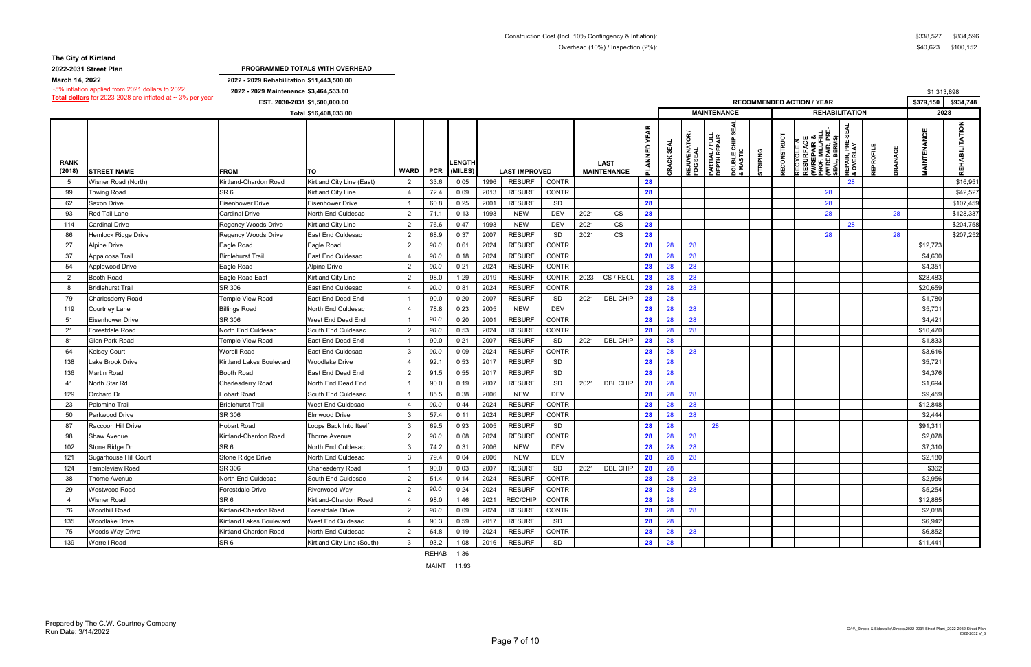Construction Cost (Incl. 10% Contingency & Inflation): $338,527 $834,596

Overhead (10%) / Inspection (2%): $40,623 $100,152

**The City of Kirtland**

**2022-2031 Street Plan**

**March 14, 2022**

~5% inflation applied from 2021 dollars to 2022

**Total dollars** for 2023-2028 are inflated at ~ 3% per year

**PROGRAMMED TOTALS WITH OVERHEAD**

2022 - 2029 Rehabilitation $11,443,500.00

2022 - 2029 Maintenance $3,464,533.00

EST. 2030-2031 $1,500,000.00

Total $16,408,033.00

$1,313,898

| RANK (2018) | STREET NAME | FROM | TO | WARD | PCR | LENGTH (MILES) | LAST IMPROVED | | | LAST MAINTENANCE | | PLANNED YEAR | MAINTENANCE: CRACK SEAL | REJUVENATOR / FOG SEAL | PARTIAL / FULL DEPTH REPAIR | DOUBLE CHIP SEAL & MASTIC | STRIPING | REHABILITATION: RECONSTRUCT | RECYCLE & RESURFACE (W/REPAIR & PROF. MILL/FILL) | (W/REPAIR, PRE-SEAL BERMS) | REPAIR, PRE-SEAL & OVERLAY | REPROFILE | DRAINAGE | 2028 MAINTENANCE ($379,150) | 2028 REHABILITATION ($934,748) |
|---|---|---|---|---|---|---|---|---|---|---|---|---|---|---|---|---|---|---|---|---|---|---|---|---|---|
| 5 | Wisner Road (North) | Kirtland-Chardon Road | Kirtland City Line (East) | 2 | 33.6 | 0.05 | 1996 | RESURF | CONTR | | | 28 | | | | | | | | | 28 | | | | $16,951 |
| 99 | Thwing Road | SR 6 | Kirtland City Line | 4 | 72.4 | 0.09 | 2013 | RESURF | CONTR | | | 28 | | | | | | | | 28 | | | | | $42,527 |
| 62 | Saxon Drive | Eisenhower Drive | Eisenhower Drive | 1 | 60.8 | 0.25 | 2001 | RESURF | SD | | | 28 | | | | | | | | 28 | | | | | $107,459 |
| 93 | Red Tail Lane | Cardinal Drive | North End Culdesac | 2 | 71.1 | 0.13 | 1993 | NEW | DEV | 2021 | CS | 28 | | | | | | | | 28 | | | 28 | | $128,337 |
| 114 | Cardinal Drive | Regency Woods Drive | Kirtland City Line | 2 | 76.6 | 0.47 | 1993 | NEW | DEV | 2021 | CS | 28 | | | | | | | | | 28 | | | | $204,758 |
| 86 | Hemlock Ridge Drive | Regency Woods Drive | East End Culdesac | 2 | 68.9 | 0.37 | 2007 | RESURF | SD | 2021 | CS | 28 | | | | | | | | 28 | | | 28 | | $207,252 |
| 27 | Alpine Drive | Eagle Road | Eagle Road | 2 | 90.0 | 0.61 | 2024 | RESURF | CONTR | | | 28 | 28 | 28 | | | | | | | | | | $12,773 | |
| 37 | Appaloosa Trail | Birdlehurst Trail | East End Culdesac | 4 | 90.0 | 0.18 | 2024 | RESURF | CONTR | | | 28 | 28 | 28 | | | | | | | | | | $4,600 | |
| 54 | Applewood Drive | Eagle Road | Alpine Drive | 2 | 90.0 | 0.21 | 2024 | RESURF | CONTR | | | 28 | 28 | 28 | | | | | | | | | | $4,351 | |
| 2 | Booth Road | Eagle Road East | Kirtland City Line | 2 | 98.0 | 1.29 | 2019 | RESURF | CONTR | 2023 | CS / RECL | 28 | 28 | 28 | | | | | | | | | | $28,483 | |
| 8 | Bridlehurst Trail | SR 306 | East End Culdesac | 4 | 90.0 | 0.81 | 2024 | RESURF | CONTR | | | 28 | 28 | 28 | | | | | | | | | | $20,659 | |
| 79 | Charlesderry Road | Temple View Road | East End Dead End | 1 | 90.0 | 0.20 | 2007 | RESURF | SD | 2021 | DBL CHIP | 28 | 28 | | | | | | | | | | | $1,780 | |
| 119 | Courtney Lane | Billings Road | North End Culdesac | 4 | 78.8 | 0.23 | 2005 | NEW | DEV | | | 28 | 28 | 28 | | | | | | | | | | $5,701 | |
| 51 | Eisenhower Drive | SR 306 | West End Dead End | 1 | 90.0 | 0.20 | 2001 | RESURF | CONTR | | | 28 | 28 | 28 | | | | | | | | | | $4,421 | |
| 21 | Forestdale Road | North End Culdesac | South End Culdesac | 2 | 90.0 | 0.53 | 2024 | RESURF | CONTR | | | 28 | 28 | 28 | | | | | | | | | | $10,470 | |
| 81 | Glen Park Road | Temple View Road | East End Dead End | 1 | 90.0 | 0.21 | 2007 | RESURF | SD | 2021 | DBL CHIP | 28 | 28 | | | | | | | | | | | $1,833 | |
| 64 | Kelsey Court | Worell Road | East End Culdesac | 3 | 90.0 | 0.09 | 2024 | RESURF | CONTR | | | 28 | 28 | 28 | | | | | | | | | | $3,616 | |
| 138 | Lake Brook Drive | Kirtland Lakes Boulevard | Woodlake Drive | 4 | 92.1 | 0.53 | 2017 | RESURF | SD | | | 28 | 28 | | | | | | | | | | | $5,721 | |
| 136 | Martin Road | Booth Road | East End Dead End | 2 | 91.5 | 0.55 | 2017 | RESURF | SD | | | 28 | 28 | | | | | | | | | | | $4,376 | |
| 41 | North Star Rd. | Charlesderry Road | North End Dead End | 1 | 90.0 | 0.19 | 2007 | RESURF | SD | 2021 | DBL CHIP | 28 | 28 | | | | | | | | | | | $1,694 | |
| 129 | Orchard Dr. | Hobart Road | South End Culdesac | 1 | 85.5 | 0.38 | 2006 | NEW | DEV | | | 28 | 28 | 28 | | | | | | | | | | $9,459 | |
| 23 | Palomino Trail | Bridlehurst Trail | West End Culdesac | 4 | 90.0 | 0.44 | 2024 | RESURF | CONTR | | | 28 | 28 | 28 | | | | | | | | | | $12,848 | |
| 50 | Parkwood Drive | SR 306 | Elmwood Drive | 3 | 57.4 | 0.11 | 2024 | RESURF | CONTR | | | 28 | 28 | 28 | | | | | | | | | | $2,444 | |
| 87 | Raccoon Hill Drive | Hobart Road | Loops Back Into Itself | 3 | 69.5 | 0.93 | 2005 | RESURF | SD | | | 28 | 28 | | 28 | | | | | | | | | $91,311 | |
| 98 | Shaw Avenue | Kirtland-Chardon Road | Thorne Avenue | 2 | 90.0 | 0.08 | 2024 | RESURF | CONTR | | | 28 | 28 | 28 | | | | | | | | | | $2,078 | |
| 102 | Stone Ridge Dr. | SR 6 | North End Culdesac | 3 | 74.2 | 0.31 | 2006 | NEW | DEV | | | 28 | 28 | 28 | | | | | | | | | | $7,310 | |
| 121 | Sugarhouse Hill Court | Stone Ridge Drive | North End Culdesac | 3 | 79.4 | 0.04 | 2006 | NEW | DEV | | | 28 | 28 | 28 | | | | | | | | | | $2,180 | |
| 124 | Templeview Road | SR 306 | Charlesderry Road | 1 | 90.0 | 0.03 | 2007 | RESURF | SD | 2021 | DBL CHIP | 28 | 28 | | | | | | | | | | | $362 | |
| 38 | Thorne Avenue | North End Culdesac | South End Culdesac | 2 | 51.4 | 0.14 | 2024 | RESURF | CONTR | | | 28 | 28 | 28 | | | | | | | | | | $2,956 | |
| 29 | Westwood Road | Forestdale Drive | Riverwood Way | 2 | 90.0 | 0.24 | 2024 | RESURF | CONTR | | | 28 | 28 | 28 | | | | | | | | | | $5,254 | |
| 4 | Wisner Road | SR 6 | Kirtland-Chardon Road | 4 | 98.0 | 1.46 | 2021 | REC/CHIP | CONTR | | | 28 | 28 | | | | | | | | | | | $12,885 | |
| 76 | Woodhill Road | Kirtland-Chardon Road | Forestdale Drive | 2 | 90.0 | 0.09 | 2024 | RESURF | CONTR | | | 28 | 28 | 28 | | | | | | | | | | $2,088 | |
| 135 | Woodlake Drive | Kirtland Lakes Boulevard | West End Culdesac | 4 | 90.3 | 0.59 | 2017 | RESURF | SD | | | 28 | 28 | | | | | | | | | | | $6,942 | |
| 75 | Woods Way Drive | Kirtland-Chardon Road | North End Culdesac | 2 | 64.8 | 0.19 | 2024 | RESURF | CONTR | | | 28 | 28 | 28 | | | | | | | | | | $6,852 | |
| 139 | Worrell Road | SR 6 | Kirtland City Line (South) | 3 | 93.2 | 1.08 | 2016 | RESURF | SD | | | 28 | 28 | | | | | | | | | | | $11,441 | |

REHAB 1.36

MAINT 11.93

Prepared by The C.W. Courtney Company
Run Date: 3/14/2022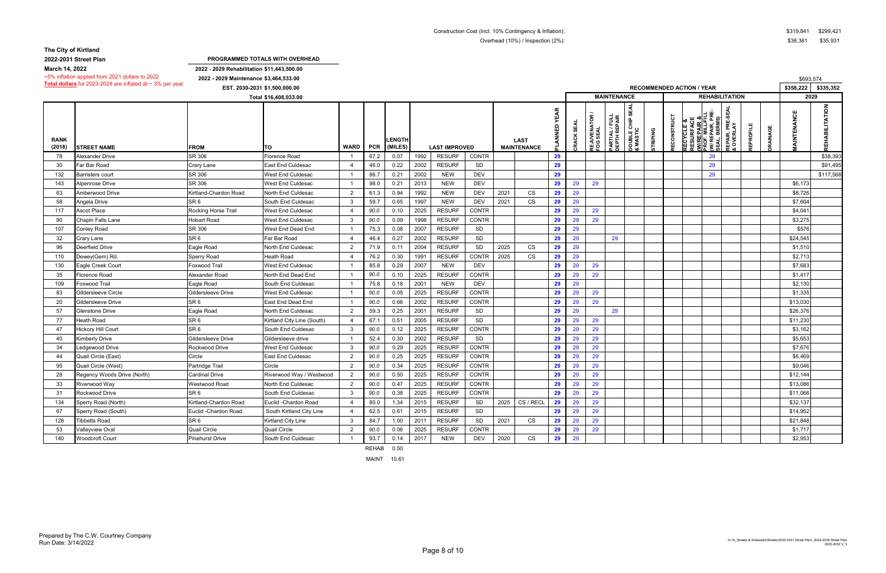Construction Cost (Incl. 10% Contingency & Inflation): $319,841 $299,421

Overhead (10%) / Inspection (2%): $38,381 $35,931

**The City of Kirtland**

**2022-2031 Street Plan**

**March 14, 2022**

~5% inflation applied from 2021 dollars to 2022

**Total dollars** for 2023-2028 are inflated at ~ 3% per year

**PROGRAMMED TOTALS WITH OVERHEAD**

2022 - 2029 Rehabilitation $11,443,500.00

2022 - 2029 Maintenance $3,464,533.00

EST. 2030-2031 $1,500,000.00

Total $16,408,033.00

$693,574

| RANK (2018) | STREET NAME | FROM | TO | WARD | PCR | LENGTH (MILES) | LAST IMPROVED | | | LAST MAINTENANCE | | PLANNED YEAR | MAINTENANCE: CRACK SEAL | REJUVENATOR / FOG SEAL | PARTIAL / FULL DEPTH REPAIR | DOUBLE CHIP SEAL & MASTIC | STRIPING | REHABILITATION: RECONSTRUCT | RECYCLE & RESURFACE (W/REPAIR & PROF. MILL/FILL W/REPAIR, PRE-SEAL BERMS) | REPAIR, PRE-SEAL & OVERLAY | REPROFILE | DRAINAGE | 2029 MAINTENANCE $358,222 | 2029 REHABILITATION $335,352 |
|---|---|---|---|---|---|---|---|---|---|---|---|---|---|---|---|---|---|---|---|---|---|---|---|---|
| 78 | Alexander Drive | SR 306 | Florence Road | 1 | 67.2 | 0.07 | 1992 | RESURF | CONTR | | | 29 | | | | | | | 29 | | | | | $38,393 |
| 30 | Far Bar Road | Crary Lane | East End Culdesac | 4 | 46.0 | 0.22 | 2002 | RESURF | SD | | | 29 | | | | | | | 29 | | | | | $91,495 |
| 132 | Barristers court | SR 306 | West End Culdesac | 1 | 86.7 | 0.21 | 2002 | NEW | DEV | | | 29 | | | | | | | 29 | | | | | $117,568 |
| 143 | Alpenrose Drive | SR 306 | West End Culdesac | 1 | 98.0 | 0.21 | 2013 | NEW | DEV | | | 29 | 29 | 29 | | | | | | | | | $6,173 | |
| 63 | Amberwood Drive | Kirtland-Chardon Road | North End Culdesac | 2 | 61.3 | 0.94 | 1992 | NEW | DEV | 2021 | CS | 29 | 29 | | | | | | | | | | $8,726 | |
| 58 | Angela Drive | SR 6 | South End Culdesac | 3 | 59.7 | 0.65 | 1997 | NEW | DEV | 2021 | CS | 29 | 29 | | | | | | | | | | $7,664 | |
| 117 | Ascot Place | Rocking Horse Trail | West End Culdesac | 4 | 90.0 | 0.10 | 2025 | RESURF | CONTR | | | 29 | 29 | 29 | | | | | | | | | $4,041 | |
| 90 | Chapin Falls Lane | Hobart Road | West End Culdesac | 3 | 90.0 | 0.09 | 1998 | RESURF | CONTR | | | 29 | 29 | 29 | | | | | | | | | $3,275 | |
| 107 | Conley Road | SR 306 | West End Dead End | 1 | 75.3 | 0.08 | 2007 | RESURF | SD | | | 29 | 29 | | | | | | | | | | $576 | |
| 32 | Crary Lane | SR 6 | Far Bar Road | 4 | 46.4 | 0.27 | 2002 | RESURF | SD | | | 29 | 29 | | 29 | | | | | | | | $24,545 | |
| 96 | Deerfield Drive | Eagle Road | North End Culdesac | 2 | 71.9 | 0.11 | 2004 | RESURF | SD | 2025 | CS | 29 | 29 | | | | | | | | | | $1,510 | |
| 110 | Dewey(Gem) Rd. | Sperry Road | Heath Road | 4 | 76.2 | 0.30 | 1991 | RESURF | CONTR | 2025 | CS | 29 | 29 | | | | | | | | | | $2,713 | |
| 130 | Eagle Creek Court | Foxwood Trail | West End Culdesac | 1 | 85.8 | 0.29 | 2007 | NEW | DEV | | | 29 | 29 | 29 | | | | | | | | | $7,683 | |
| 35 | Florence Road | Alexander Road | North End Dead End | 1 | 90.0 | 0.10 | 2025 | RESURF | CONTR | | | 29 | 29 | 29 | | | | | | | | | $1,417 | |
| 109 | Foxwood Trail | Eagle Road | South End Culdesac | 1 | 75.8 | 0.18 | 2001 | NEW | DEV | | | 29 | 29 | | | | | | | | | | $2,130 | |
| 83 | Gildersleeve Circle | Gildersleeve Drive | West End Culdesac | 1 | 90.0 | 0.05 | 2025 | RESURF | CONTR | | | 29 | 29 | 29 | | | | | | | | | $1,335 | |
| 20 | Gildersleeve Drive | SR 6 | East End Dead End | 1 | 90.0 | 0.66 | 2002 | RESURF | CONTR | | | 29 | 29 | 29 | | | | | | | | | $13,030 | |
| 57 | Glenstone Drive | Eagle Road | North End Culdesac | 2 | 59.3 | 0.25 | 2001 | RESURF | SD | | | 29 | 29 | | 29 | | | | | | | | $26,376 | |
| 77 | Heath Road | SR 6 | Kirtland City Line (South) | 4 | 67.1 | 0.51 | 2005 | RESURF | SD | | | 29 | 29 | 29 | | | | | | | | | $11,230 | |
| 47 | Hickory Hill Court | SR 6 | South End Culdesac | 3 | 90.0 | 0.12 | 2025 | RESURF | CONTR | | | 29 | 29 | 29 | | | | | | | | | $3,162 | |
| 40 | Kimberly Drive | Gildersleeve Drive | Gildersleeve drive | 1 | 52.4 | 0.30 | 2002 | RESURF | SD | | | 29 | 29 | 29 | | | | | | | | | $5,653 | |
| 34 | Ledgewood Drive | Rockwood Drive | West End Culdesac | 3 | 90.0 | 0.29 | 2025 | RESURF | CONTR | | | 29 | 29 | 29 | | | | | | | | | $7,676 | |
| 44 | Quail Circle (East) | Circle | East End Culdesac | 2 | 90.0 | 0.25 | 2025 | RESURF | CONTR | | | 29 | 29 | 29 | | | | | | | | | $6,469 | |
| 95 | Quail Circle (West) | Partridge Trail | Circle | 2 | 90.0 | 0.34 | 2025 | RESURF | CONTR | | | 29 | 29 | 29 | | | | | | | | | $9,046 | |
| 28 | Regency Woods Drive (North) | Cardinal Drive | Riverwood Way / Westwood | 2 | 90.0 | 0.50 | 2025 | RESURF | CONTR | | | 29 | 29 | 29 | | | | | | | | | $12,144 | |
| 33 | Riverwood Way | Westwood Road | North End Culdesac | 2 | 90.0 | 0.47 | 2025 | RESURF | CONTR | | | 29 | 29 | 29 | | | | | | | | | $13,086 | |
| 31 | Rockwood Drive | SR 6 | South End Culdesac | 3 | 90.0 | 0.38 | 2025 | RESURF | CONTR | | | 29 | 29 | 29 | | | | | | | | | $11,066 | |
| 134 | Sperry Road (North) | Kirtland-Chardon Road | Euclid -Chardon Road | 4 | 80.0 | 1.34 | 2015 | RESURF | SD | 2025 | CS / RECL | 29 | 29 | 29 | | | | | | | | | $32,137 | |
| 67 | Sperry Road (South) | Euclid -Chardon Road | South Kirtland City Line | 4 | 62.5 | 0.61 | 2015 | RESURF | SD | | | 29 | 29 | 29 | | | | | | | | | $14,952 | |
| 128 | Tibbetts Road | SR 6 | Kirtland City Line | 3 | 84.7 | 1.00 | 2011 | RESURF | SD | 2021 | CS | 29 | 29 | 29 | | | | | | | | | $21,848 | |
| 53 | Valleyview Oval | Quail Circle | Quail Circle | 2 | 90.0 | 0.06 | 2025 | RESURF | CONTR | | | 29 | 29 | 29 | | | | | | | | | $1,717 | |
| 140 | Woodcroft Court | Pinehurst Drive | South End Culdesac | 1 | 93.7 | 0.14 | 2017 | NEW | DEV | 2020 | CS | 29 | 29 | | | | | | | | | | $2,953 | |
| | | | | REHAB | | 0.50 | | | | | | | | | | | | | | | | | | |
| | | | | MAINT | | 10.61 | | | | | | | | | | | | | | | | | | |

Prepared by The C.W. Courtney Company
Run Date: 3/14/2022

G:\4\_Streets & Sidewalks\Streets\2022-2031 Street Plan\_2022-2032 Street Plan 2022-2032 V_3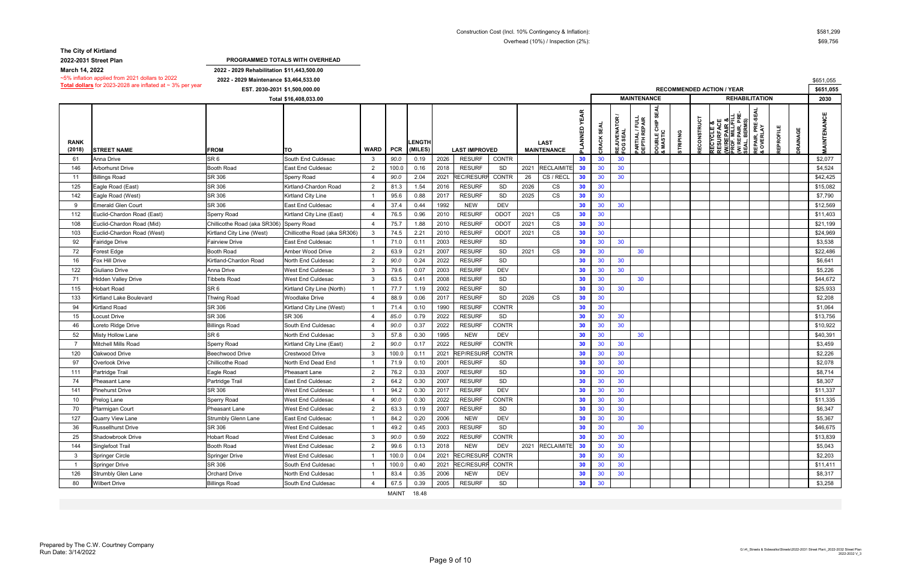Construction Cost (Incl. 10% Contingency & Inflation): $581,299

Overhead (10%) / Inspection (2%): $69,756

**The City of Kirtland**

**2022-2031 Street Plan**

**March 14, 2022**

~5% inflation applied from 2021 dollars to 2022

**Total dollars** for 2023-2028 are inflated at ~ 3% per year

**PROGRAMMED TOTALS WITH OVERHEAD**

**2022 - 2029 Rehabilitation $11,443,500.00**

**2022 - 2029 Maintenance $3,464,533.00**

**EST. 2030-2031 $1,500,000.00**

**Total $16,408,033.00**

$651,055

| RANK (2018) | STREET NAME | FROM | TO | WARD | PCR | LENGTH (MILES) | LAST IMPROVED | | | LAST MAINTENANCE | | PLANNED YEAR | MAINTENANCE: CRACK SEAL | MAINTENANCE: REJUVENATOR / FOG SEAL | MAINTENANCE: PARTIAL / FULL DEPTH REPAIR | MAINTENANCE: DOUBLE CHIP SEAL & MASTIC | MAINTENANCE: STRIPING | REHABILITATION: RECONSTRUCT | REHABILITATION: RECYCLE & RESURFACE (W/REPAIR & PROF. MILL/FILL) | REHABILITATION: (W/REPAIR, PRE-SEAL, BERMS) | REHABILITATION: REPAIR, PRE-SEAL & OVERLAY | REHABILITATION: REPROFILE | REHABILITATION: DRAINAGE | 2030 MAINTENANCE $651,055 |
|---|---|---|---|---|---|---|---|---|---|---|---|---|---|---|---|---|---|---|---|---|---|---|---|---|
| 61 | Anna Drive | SR 6 | South End Culdesac | 3 | 90.0 | 0.19 | 2026 | RESURF | CONTR | | | 30 | 30 | 30 | | | | | | | | | | $2,077 |
| 146 | Arborhurst Drive | Booth Road | East End Culdesac | 2 | 100.0 | 0.16 | 2018 | RESURF | SD | 2021 | RECLAIMITE | 30 | 30 | 30 | | | | | | | | | | $4,524 |
| 11 | Billings Road | SR 306 | Sperry Road | 4 | 90.0 | 2.04 | 2021 | REC/RESURF | CONTR | 26 | CS / RECL | 30 | 30 | 30 | | | | | | | | | | $42,425 |
| 125 | Eagle Road (East) | SR 306 | Kirtland-Chardon Road | 2 | 81.3 | 1.54 | 2016 | RESURF | SD | 2026 | CS | 30 | 30 | | | | | | | | | | | $15,082 |
| 142 | Eagle Road (West) | SR 306 | Kirtland City Line | 1 | 95.6 | 0.88 | 2017 | RESURF | SD | 2025 | CS | 30 | 30 | | | | | | | | | | | $7,790 |
| 9 | Emerald Glen Court | SR 306 | East End Culdesac | 4 | 37.4 | 0.44 | 1992 | NEW | DEV | | | 30 | 30 | 30 | | | | | | | | | | $12,569 |
| 112 | Euclid-Chardon Road (East) | Sperry Road | Kirtland City Line (East) | 4 | 76.5 | 0.96 | 2010 | RESURF | ODOT | 2021 | CS | 30 | 30 | | | | | | | | | | | $11,403 |
| 108 | Euclid-Chardon Road (Mid) | Chillicothe Road (aka SR306) | Sperry Road | 4 | 75.7 | 1.88 | 2010 | RESURF | ODOT | 2021 | CS | 30 | 30 | | | | | | | | | | | $21,199 |
| 103 | Euclid-Chardon Road (West) | Kirtland City Line (West) | Chillicothe Road (aka SR306) | 3 | 74.5 | 2.21 | 2010 | RESURF | ODOT | 2021 | CS | 30 | 30 | | | | | | | | | | | $24,969 |
| 92 | Fairidge Drive | Fairview Drive | East End Culdesac | 1 | 71.0 | 0.11 | 2003 | RESURF | SD | | | 30 | 30 | 30 | | | | | | | | | | $3,538 |
| 72 | Forest Edge | Booth Road | Amber Wood Drive | 2 | 63.9 | 0.21 | 2007 | RESURF | SD | 2021 | CS | 30 | 30 | | 30 | | | | | | | | | $22,486 |
| 16 | Fox Hill Drive | Kirtland-Chardon Road | North End Culdesac | 2 | 90.0 | 0.24 | 2022 | RESURF | SD | | | 30 | 30 | 30 | | | | | | | | | | $6,641 |
| 122 | Giuliano Drive | Anna Drive | West End Culdesac | 3 | 79.6 | 0.07 | 2003 | RESURF | DEV | | | 30 | 30 | 30 | | | | | | | | | | $5,226 |
| 71 | Hidden Valley Drive | Tibbets Road | West End Culdesac | 3 | 63.5 | 0.41 | 2008 | RESURF | SD | | | 30 | 30 | | 30 | | | | | | | | | $44,672 |
| 115 | Hobart Road | SR 6 | Kirtland City Line (North) | 1 | 77.7 | 1.19 | 2002 | RESURF | SD | | | 30 | 30 | 30 | | | | | | | | | | $25,933 |
| 133 | Kirtland Lake Boulevard | Thwing Road | Woodlake Drive | 4 | 88.9 | 0.06 | 2017 | RESURF | SD | 2026 | CS | 30 | 30 | | | | | | | | | | | $2,208 |
| 94 | Kirtland Road | SR 306 | Kirtland City Line (West) | 1 | 71.4 | 0.10 | 1990 | RESURF | CONTR | | | 30 | 30 | | | | | | | | | | | $1,064 |
| 15 | Locust Drive | SR 306 | SR 306 | 4 | 85.0 | 0.79 | 2022 | RESURF | SD | | | 30 | 30 | 30 | | | | | | | | | | $13,756 |
| 46 | Loreto Ridge Drive | Billings Road | South End Culdesac | 4 | 90.0 | 0.37 | 2022 | RESURF | CONTR | | | 30 | 30 | 30 | | | | | | | | | | $10,922 |
| 52 | Misty Hollow Lane | SR 6 | North End Culdesac | 3 | 57.8 | 0.30 | 1995 | NEW | DEV | | | 30 | 30 | | 30 | | | | | | | | | $40,391 |
| 7 | Mitchell Mills Road | Sperry Road | Kirtland City Line (East) | 2 | 90.0 | 0.17 | 2022 | RESURF | CONTR | | | 30 | 30 | 30 | | | | | | | | | | $3,459 |
| 120 | Oakwood Drive | Beechwood Drive | Crestwood Drive | 3 | 100.0 | 0.11 | 2021 | REP/RESURF | CONTR | | | 30 | 30 | 30 | | | | | | | | | | $2,226 |
| 97 | Overlook Drive | Chillicothe Road | North End Dead End | 1 | 71.9 | 0.10 | 2001 | RESURF | SD | | | 30 | 30 | 30 | | | | | | | | | | $2,078 |
| 111 | Partridge Trail | Eagle Road | Pheasant Lane | 2 | 76.2 | 0.33 | 2007 | RESURF | SD | | | 30 | 30 | 30 | | | | | | | | | | $8,714 |
| 74 | Pheasant Lane | Partridge Trail | East End Culdesac | 2 | 64.2 | 0.30 | 2007 | RESURF | SD | | | 30 | 30 | 30 | | | | | | | | | | $8,307 |
| 141 | Pinehurst Drive | SR 306 | West End Culdesac | 1 | 94.2 | 0.30 | 2017 | RESURF | DEV | | | 30 | 30 | 30 | | | | | | | | | | $11,337 |
| 10 | Prelog Lane | Sperry Road | West End Culdesac | 4 | 90.0 | 0.30 | 2022 | RESURF | CONTR | | | 30 | 30 | 30 | | | | | | | | | | $11,335 |
| 70 | Ptarmigan Court | Pheasant Lane | West End Culdesac | 2 | 63.3 | 0.19 | 2007 | RESURF | SD | | | 30 | 30 | 30 | | | | | | | | | | $6,347 |
| 127 | Quarry View Lane | Strumbly Glenn Lane | East End Culdesac | 1 | 84.2 | 0.20 | 2006 | NEW | DEV | | | 30 | 30 | 30 | | | | | | | | | | $5,367 |
| 36 | Russellhurst Drive | SR 306 | West End Culdesac | 1 | 49.2 | 0.45 | 2003 | RESURF | SD | | | 30 | 30 | | 30 | | | | | | | | | $46,675 |
| 25 | Shadowbrook Drive | Hobart Road | West End Culdesac | 3 | 90.0 | 0.59 | 2022 | RESURF | CONTR | | | 30 | 30 | 30 | | | | | | | | | | $13,839 |
| 144 | Singlefoot Trail | Booth Road | West End Culdesac | 2 | 99.6 | 0.13 | 2018 | NEW | DEV | 2021 | RECLAIMITE | 30 | 30 | 30 | | | | | | | | | | $5,043 |
| 3 | Springer Circle | Springer Drive | West End Culdesac | 1 | 100.0 | 0.04 | 2021 | REC/RESURF | CONTR | | | 30 | 30 | 30 | | | | | | | | | | $2,203 |
| 1 | Springer Drive | SR 306 | South End Culdesac | 1 | 100.0 | 0.40 | 2021 | REC/RESURF | CONTR | | | 30 | 30 | 30 | | | | | | | | | | $11,411 |
| 126 | Strumbly Glen Lane | Orchard Drive | North End Culdesac | 1 | 83.4 | 0.35 | 2006 | NEW | DEV | | | 30 | 30 | 30 | | | | | | | | | | $8,317 |
| 80 | Wilbert Drive | Billings Road | South End Culdesac | 4 | 67.5 | 0.39 | 2005 | RESURF | SD | | | 30 | 30 | | | | | | | | | | | $3,258 |
| | | | | | MAINT | 18.48 | | | | | | | | | | | | | | | | | | |

Prepared by The C.W. Courtney Company
Run Date: 3/14/2022

G:\4_Streets & Sidewalks\Streets\2022-2031 Street Plan\_2022-2032 Street Plan 2022-2032 V_3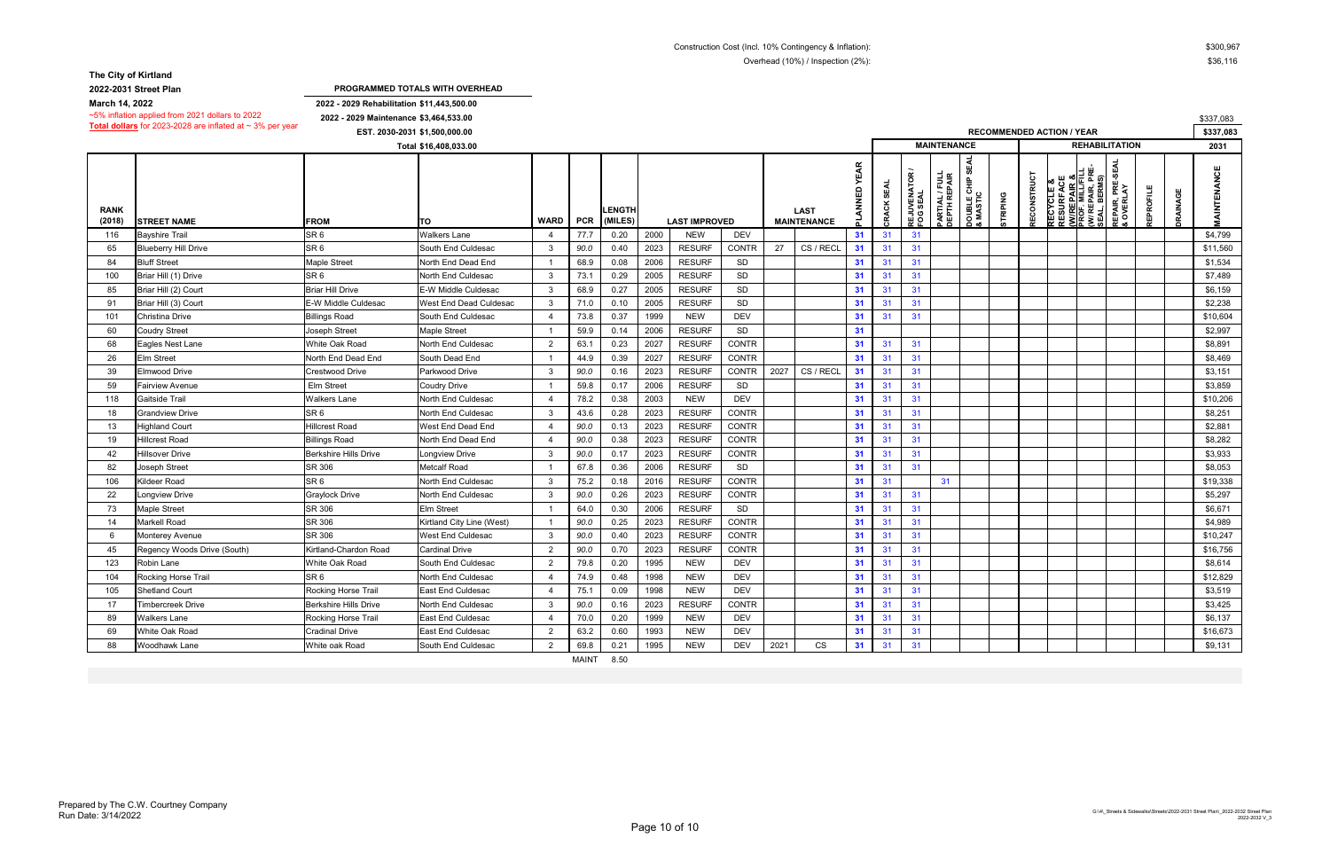Construction Cost (Incl. 10% Contingency & Inflation): $300,967

Overhead (10%) / Inspection (2%): $36,116

**The City of Kirtland**

**2022-2031 Street Plan**

**March 14, 2022**

~5% inflation applied from 2021 dollars to 2022

**Total dollars** for 2023-2028 are inflated at ~ 3% per year

**PROGRAMMED TOTALS WITH OVERHEAD**

2022 - 2029 Rehabilitation $11,443,500.00

2022 - 2029 Maintenance $3,464,533.00

EST. 2030-2031 $1,500,000.00

Total $16,408,033.00

$337,083

| | | | | | | | | | | | | | MAINTENANCE | | | | | RECOMMENDED ACTION / YEAR | REHABILITATION | | | | | $337,083 |
|---|---|---|---|---|---|---|---|---|---|---|---|---|---|---|---|---|---|---|---|---|---|---|---|---|
| **RANK (2018)** | **STREET NAME** | **FROM** | **TO** | **WARD** | **PCR** | **LENGTH (MILES)** | **LAST IMPROVED** | | | **LAST MAINTENANCE** | | **PLANNED YEAR** | **CRACK SEAL** | **REJUVENATOR / FOG SEAL** | **PARTIAL / FULL DEPTH REPAIR** | **DOUBLE CHIP SEAL & MASTIC** | **STRIPING** | **RECONSTRUCT** | **RECYCLE & RESURFACE (W/REPAIR & PROF. MILL/FULL (W/REPAIR, PRE-SEAL, BERMS)** | | **REPAIR, PRE-SEAL & OVERLAY** | **REPROFILE** | **DRAINAGE** | **2031 MAINTENANCE** |
| 116 | Bayshire Trail | SR 6 | Walkers Lane | 4 | 77.7 | 0.20 | 2000 | NEW | DEV | | | 31 | 31 | 31 | | | | | | | | | | $4,799 |
| 65 | Blueberry Hill Drive | SR 6 | South End Culdesac | 3 | 90.0 | 0.40 | 2023 | RESURF | CONTR | 27 | CS / RECL | 31 | 31 | 31 | | | | | | | | | | $11,560 |
| 84 | Bluff Street | Maple Street | North End Dead End | 1 | 68.9 | 0.08 | 2006 | RESURF | SD | | | 31 | 31 | 31 | | | | | | | | | | $1,534 |
| 100 | Briar Hill (1) Drive | SR 6 | North End Culdesac | 3 | 73.1 | 0.29 | 2005 | RESURF | SD | | | 31 | 31 | 31 | | | | | | | | | | $7,489 |
| 85 | Briar Hill (2) Court | Briar Hill Drive | E-W Middle Culdesac | 3 | 68.9 | 0.27 | 2005 | RESURF | SD | | | 31 | 31 | 31 | | | | | | | | | | $6,159 |
| 91 | Briar Hill (3) Court | E-W Middle Culdesac | West End Dead Culdesac | 3 | 71.0 | 0.10 | 2005 | RESURF | SD | | | 31 | 31 | 31 | | | | | | | | | | $2,238 |
| 101 | Christina Drive | Billings Road | South End Culdesac | 4 | 73.8 | 0.37 | 1999 | NEW | DEV | | | 31 | 31 | 31 | | | | | | | | | | $10,604 |
| 60 | Coudry Street | Joseph Street | Maple Street | 1 | 59.9 | 0.14 | 2006 | RESURF | SD | | | 31 | | | | | | | | | | | | $2,997 |
| 68 | Eagles Nest Lane | White Oak Road | North End Culdesac | 2 | 63.1 | 0.23 | 2027 | RESURF | CONTR | | | 31 | 31 | 31 | | | | | | | | | | $8,891 |
| 26 | Elm Street | North End Dead End | South Dead End | 1 | 44.9 | 0.39 | 2027 | RESURF | CONTR | | | 31 | 31 | 31 | | | | | | | | | | $8,469 |
| 39 | Elmwood Drive | Crestwood Drive | Parkwood Drive | 3 | 90.0 | 0.16 | 2023 | RESURF | CONTR | 2027 | CS / RECL | 31 | 31 | 31 | | | | | | | | | | $3,151 |
| 59 | Fairview Avenue | Elm Street | Coudry Drive | 1 | 59.8 | 0.17 | 2006 | RESURF | SD | | | 31 | 31 | 31 | | | | | | | | | | $3,859 |
| 118 | Gaitside Trail | Walkers Lane | North End Culdesac | 4 | 78.2 | 0.38 | 2003 | NEW | DEV | | | 31 | 31 | 31 | | | | | | | | | | $10,206 |
| 18 | Grandview Drive | SR 6 | North End Culdesac | 3 | 43.6 | 0.28 | 2023 | RESURF | CONTR | | | 31 | 31 | 31 | | | | | | | | | | $8,251 |
| 13 | Highland Court | Hillcrest Road | West End Dead End | 4 | 90.0 | 0.13 | 2023 | RESURF | CONTR | | | 31 | 31 | 31 | | | | | | | | | | $2,881 |
| 19 | Hillcrest Road | Billings Road | North End Dead End | 4 | 90.0 | 0.38 | 2023 | RESURF | CONTR | | | 31 | 31 | 31 | | | | | | | | | | $8,282 |
| 42 | Hillsover Drive | Berkshire Hills Drive | Longview Drive | 3 | 90.0 | 0.17 | 2023 | RESURF | CONTR | | | 31 | 31 | 31 | | | | | | | | | | $3,933 |
| 82 | Joseph Street | SR 306 | Metcalf Road | 1 | 67.8 | 0.36 | 2006 | RESURF | SD | | | 31 | 31 | 31 | | | | | | | | | | $8,053 |
| 106 | Kildeer Road | SR 6 | North End Culdesac | 3 | 75.2 | 0.18 | 2016 | RESURF | CONTR | | | 31 | 31 | | 31 | | | | | | | | | $19,338 |
| 22 | Longview Drive | Graylock Drive | North End Culdesac | 3 | 90.0 | 0.26 | 2023 | RESURF | CONTR | | | 31 | 31 | 31 | | | | | | | | | | $5,297 |
| 73 | Maple Street | SR 306 | Elm Street | 1 | 64.0 | 0.30 | 2006 | RESURF | SD | | | 31 | 31 | 31 | | | | | | | | | | $6,671 |
| 14 | Markell Road | SR 306 | Kirtland City Line (West) | 1 | 90.0 | 0.25 | 2023 | RESURF | CONTR | | | 31 | 31 | 31 | | | | | | | | | | $4,989 |
| 6 | Monterey Avenue | SR 306 | West End Culdesac | 3 | 90.0 | 0.40 | 2023 | RESURF | CONTR | | | 31 | 31 | 31 | | | | | | | | | | $10,247 |
| 45 | Regency Woods Drive (South) | Kirtland-Chardon Road | Cardinal Drive | 2 | 90.0 | 0.70 | 2023 | RESURF | CONTR | | | 31 | 31 | 31 | | | | | | | | | | $16,756 |
| 123 | Robin Lane | White Oak Road | South End Culdesac | 2 | 79.8 | 0.20 | 1995 | NEW | DEV | | | 31 | 31 | 31 | | | | | | | | | | $8,614 |
| 104 | Rocking Horse Trail | SR 6 | North End Culdesac | 4 | 74.9 | 0.48 | 1998 | NEW | DEV | | | 31 | 31 | 31 | | | | | | | | | | $12,829 |
| 105 | Shetland Court | Rocking Horse Trail | East End Culdesac | 4 | 75.1 | 0.09 | 1998 | NEW | DEV | | | 31 | 31 | 31 | | | | | | | | | | $3,519 |
| 17 | Timbercreek Drive | Berkshire Hills Drive | North End Culdesac | 3 | 90.0 | 0.16 | 2023 | RESURF | CONTR | | | 31 | 31 | 31 | | | | | | | | | | $3,425 |
| 89 | Walkers Lane | Rocking Horse Trail | East End Culdesac | 4 | 70.0 | 0.20 | 1999 | NEW | DEV | | | 31 | 31 | 31 | | | | | | | | | | $6,137 |
| 69 | White Oak Road | Cradinal Drive | East End Culdesac | 2 | 63.2 | 0.60 | 1993 | NEW | DEV | | | 31 | 31 | 31 | | | | | | | | | | $16,673 |
| 88 | Woodhawk Lane | White oak Road | South End Culdesac | 2 | 69.8 | 0.21 | 1995 | NEW | DEV | 2021 | CS | 31 | 31 | 31 | | | | | | | | | | $9,131 |
| | | | | | MAINT | 8.50 | | | | | | | | | | | | | | | | | | |

Prepared by The C.W. Courtney Company
Run Date: 3/14/2022

G:\4\_Streets & Sidewalks\Streets\2022-2031 Street Plan\_2022-2032 Street Plan 2022-2032 V_3